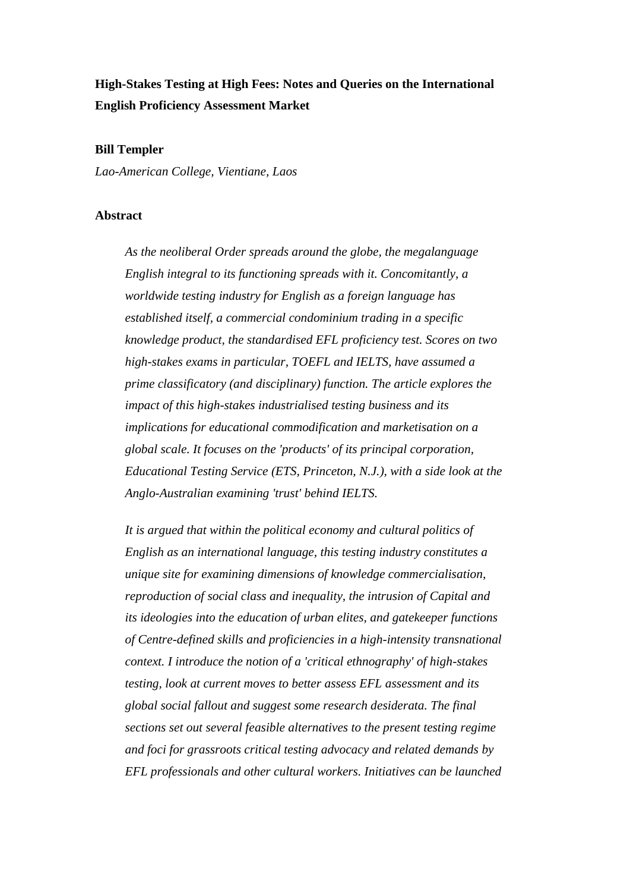# High-Stakes Testing at High Fees: Notes and Queries on the International English Proficiency Assessment Market

**Bill Templer**

*Lao-American College, Vientiane, Laos*

## Abstract

*As the neoliberal Order spreads around the globe, the megalanguage English integral to its functioning spreads with it. Concomitantly, a worldwide testing industry for English as a foreign language has established itself, a commercial condominium trading in a specific knowledge product, the standardised EFL proficiency test. Scores on two high-stakes exams in particular, TOEFL and IELTS, have assumed a prime classificatory (and disciplinary) function. The article explores the impact of this high-stakes industrialised testing business and its implications for educational commodification and marketisation on a global scale. It focuses on the 'products' of its principal corporation, Educational Testing Service (ETS, Princeton, N.J.), with a side look at the Anglo-Australian examining 'trust' behind IELTS.*

*It is argued that within the political economy and cultural politics of English as an international language, this testing industry constitutes a unique site for examining dimensions of knowledge commercialisation, reproduction of social class and inequality, the intrusion of Capital and its ideologies into the education of urban elites, and gatekeeper functions of Centre-defined skills and proficiencies in a high-intensity transnational context. I introduce the notion of a 'critical ethnography' of high-stakes testing, look at current moves to better assess EFL assessment and its global social fallout and suggest some research desiderata. The final sections set out several feasible alternatives to the present testing regime and foci for grassroots critical testing advocacy and related demands by EFL professionals and other cultural workers. Initiatives can be launched*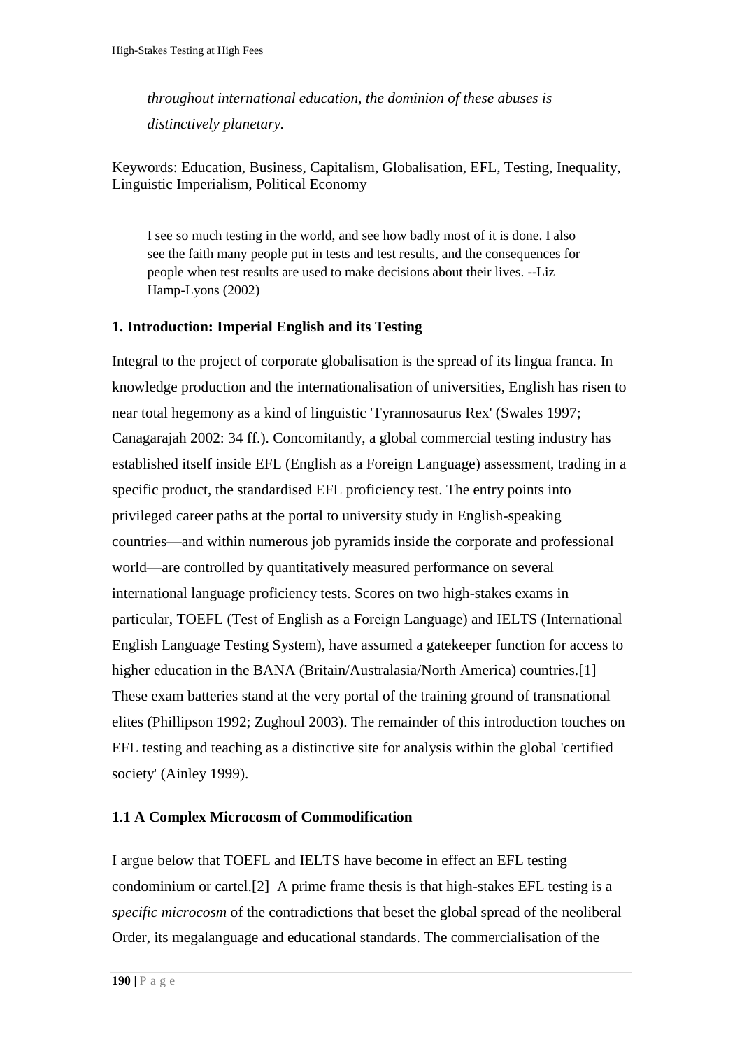*throughout international education, the dominion of these abuses is distinctively planetary.*

Keywords: Education, Business, Capitalism, Globalisation, EFL, Testing, Inequality, Linguistic Imperialism, Political Economy

> I see so much testing in the world, and see how badly most of it is done. I also see the faith many people put in tests and test results, and the consequences for people when test results are used to make decisions about their lives. --Liz Hamp-Lyons (2002)

### 1. Introduction: Imperial English and its Testing

Integral to the project of corporate globalisation is the spread of its lingua franca. In knowledge production and the internationalisation of universities, English has risen to near total hegemony as a kind of linguistic 'Tyrannosaurus Rex' (Swales 1997; Canagarajah 2002: 34 ff.). Concomitantly, a global commercial testing industry has established itself inside EFL (English as a Foreign Language) assessment, trading in a specific product, the standardised EFL proficiency test. The entry points into privileged career paths at the portal to university study in English-speaking countries—and within numerous job pyramids inside the corporate and professional world—are controlled by quantitatively measured performance on several international language proficiency tests. Scores on two high-stakes exams in particular, TOEFL (Test of English as a Foreign Language) and IELTS (International English Language Testing System), have assumed a gatekeeper function for access to higher education in the BANA (Britain/Australasia/North America) countries.[1] These exam batteries stand at the very portal of the training ground of transnational elites (Phillipson 1992; Zughoul 2003). The remainder of this introduction touches on EFL testing and teaching as a distinctive site for analysis within the global 'certified society' (Ainley 1999).

#### 1.1 A Complex Microcosm of Commodification

I argue below that TOEFL and IELTS have become in effect an EFL testing condominium or cartel.[2] A prime frame thesis is that high-stakes EFL testing is a *specific microcosm* of the contradictions that beset the global spread of the neoliberal Order, its megalanguage and educational standards. The commercialisation of the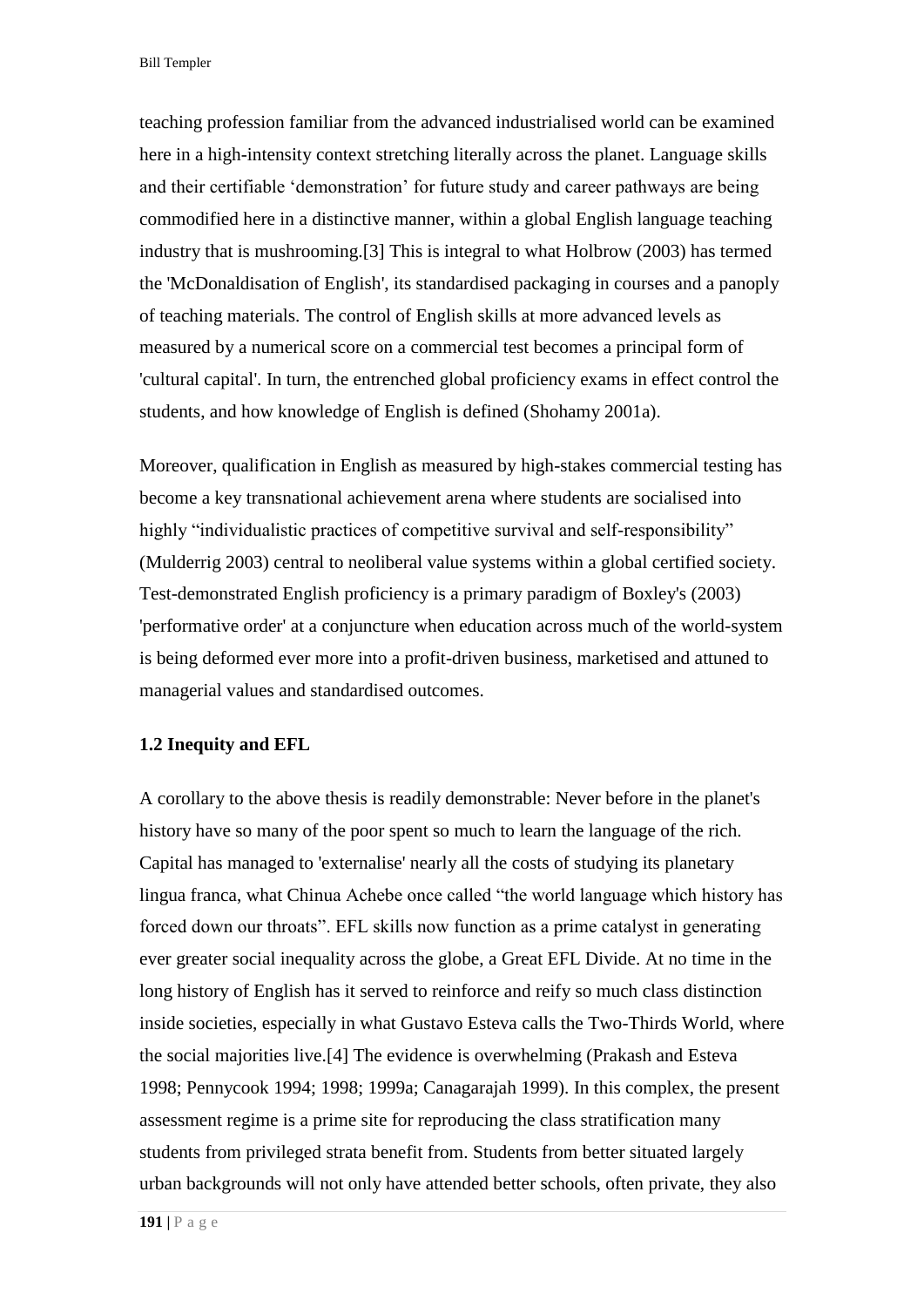teaching profession familiar from the advanced industrialised world can be examined here in a high-intensity context stretching literally across the planet. Language skills and their certifiable 'demonstration' for future study and career pathways are being commodified here in a distinctive manner, within a global English language teaching industry that is mushrooming.[3] This is integral to what Holbrow (2003) has termed the 'McDonaldisation of English', its standardised packaging in courses and a panoply of teaching materials. The control of English skills at more advanced levels as measured by a numerical score on a commercial test becomes a principal form of 'cultural capital'. In turn, the entrenched global proficiency exams in effect control the students, and how knowledge of English is defined (Shohamy 2001a).

Moreover, qualification in English as measured by high-stakes commercial testing has become a key transnational achievement arena where students are socialised into highly "individualistic practices of competitive survival and self-responsibility" (Mulderrig 2003) central to neoliberal value systems within a global certified society. Test-demonstrated English proficiency is a primary paradigm of Boxley's (2003) 'performative order' at a conjuncture when education across much of the world-system is being deformed ever more into a profit-driven business, marketised and attuned to managerial values and standardised outcomes.

### 1.2 Inequity and EFL

A corollary to the above thesis is readily demonstrable: Never before in the planet's history have so many of the poor spent so much to learn the language of the rich. Capital has managed to 'externalise' nearly all the costs of studying its planetary lingua franca, what Chinua Achebe once called "the world language which history has forced down our throats". EFL skills now function as a prime catalyst in generating ever greater social inequality across the globe, a Great EFL Divide. At no time in the long history of English has it served to reinforce and reify so much class distinction inside societies, especially in what Gustavo Esteva calls the Two-Thirds World, where the social majorities live.[4] The evidence is overwhelming (Prakash and Esteva 1998; Pennycook 1994; 1998; 1999a; Canagarajah 1999). In this complex, the present assessment regime is a prime site for reproducing the class stratification many students from privileged strata benefit from. Students from better situated largely urban backgrounds will not only have attended better schools, often private, they also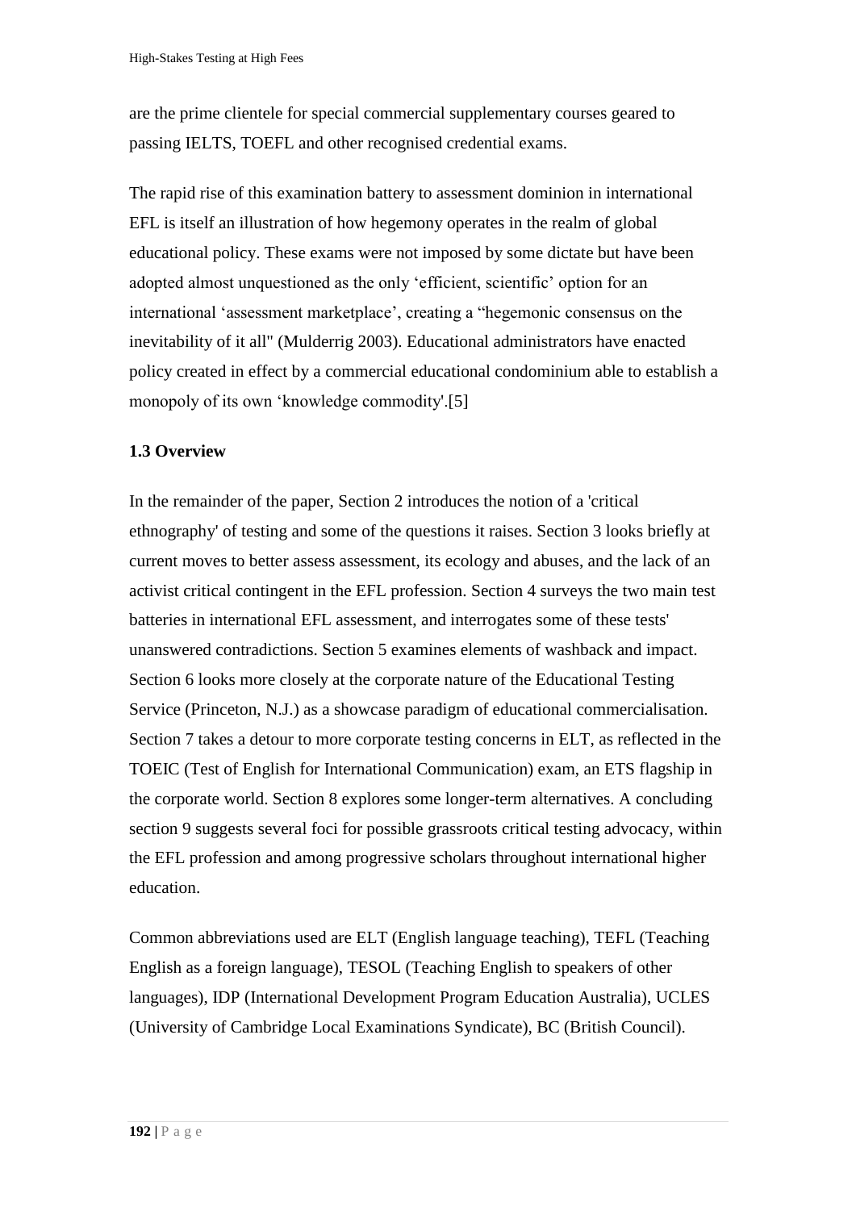are the prime clientele for special commercial supplementary courses geared to passing IELTS, TOEFL and other recognised credential exams.

The rapid rise of this examination battery to assessment dominion in international EFL is itself an illustration of how hegemony operates in the realm of global educational policy. These exams were not imposed by some dictate but have been adopted almost unquestioned as the only 'efficient, scientific' option for an international 'assessment marketplace', creating a "hegemonic consensus on the inevitability of it all" (Mulderrig 2003). Educational administrators have enacted policy created in effect by a commercial educational condominium able to establish a monopoly of its own 'knowledge commodity'.[5]

### 1.3 Overview

In the remainder of the paper, Section 2 introduces the notion of a 'critical ethnography' of testing and some of the questions it raises. Section 3 looks briefly at current moves to better assess assessment, its ecology and abuses, and the lack of an activist critical contingent in the EFL profession. Section 4 surveys the two main test batteries in international EFL assessment, and interrogates some of these tests' unanswered contradictions. Section 5 examines elements of washback and impact. Section 6 looks more closely at the corporate nature of the Educational Testing Service (Princeton, N.J.) as a showcase paradigm of educational commercialisation. Section 7 takes a detour to more corporate testing concerns in ELT, as reflected in the TOEIC (Test of English for International Communication) exam, an ETS flagship in the corporate world. Section 8 explores some longer-term alternatives. A concluding section 9 suggests several foci for possible grassroots critical testing advocacy, within the EFL profession and among progressive scholars throughout international higher education.

Common abbreviations used are ELT (English language teaching), TEFL (Teaching English as a foreign language), TESOL (Teaching English to speakers of other languages), IDP (International Development Program Education Australia), UCLES (University of Cambridge Local Examinations Syndicate), BC (British Council).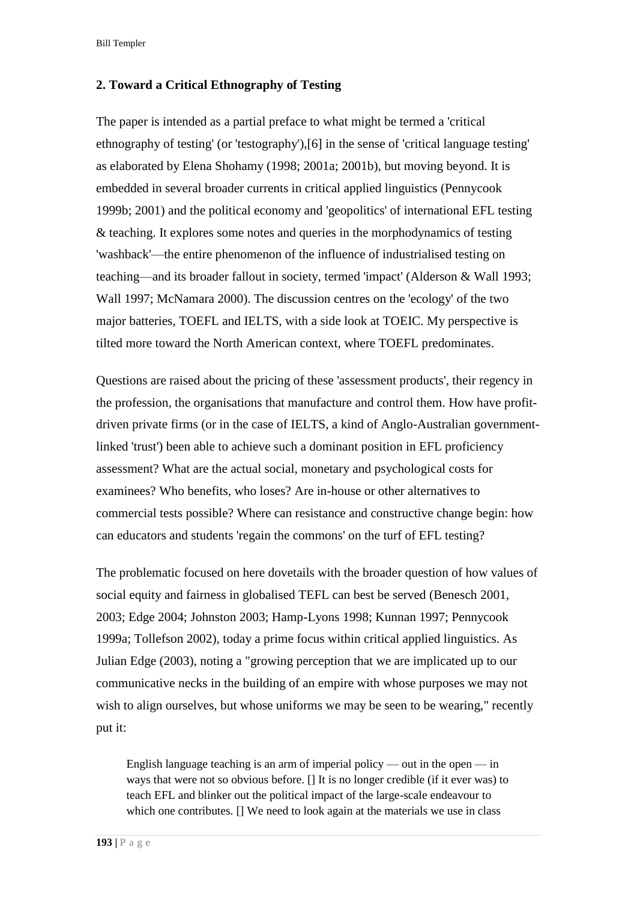## 2. Toward a Critical Ethnography of Testing

The paper is intended as a partial preface to what might be termed a 'critical ethnography of testing' (or 'testography'),[6] in the sense of 'critical language testing' as elaborated by Elena Shohamy (1998; 2001a; 2001b), but moving beyond. It is embedded in several broader currents in critical applied linguistics (Pennycook 1999b; 2001) and the political economy and 'geopolitics' of international EFL testing & teaching. It explores some notes and queries in the morphodynamics of testing 'washback'—the entire phenomenon of the influence of industrialised testing on teaching—and its broader fallout in society, termed 'impact' (Alderson & Wall 1993; Wall 1997; McNamara 2000). The discussion centres on the 'ecology' of the two major batteries, TOEFL and IELTS, with a side look at TOEIC. My perspective is tilted more toward the North American context, where TOEFL predominates.

Questions are raised about the pricing of these 'assessment products', their regency in the profession, the organisations that manufacture and control them. How have profit-driven private firms (or in the case of IELTS, a kind of Anglo-Australian government-linked 'trust') been able to achieve such a dominant position in EFL proficiency assessment? What are the actual social, monetary and psychological costs for examinees? Who benefits, who loses? Are in-house or other alternatives to commercial tests possible? Where can resistance and constructive change begin: how can educators and students 'regain the commons' on the turf of EFL testing?

The problematic focused on here dovetails with the broader question of how values of social equity and fairness in globalised TEFL can best be served (Benesch 2001, 2003; Edge 2004; Johnston 2003; Hamp-Lyons 1998; Kunnan 1997; Pennycook 1999a; Tollefson 2002), today a prime focus within critical applied linguistics. As Julian Edge (2003), noting a "growing perception that we are implicated up to our communicative necks in the building of an empire with whose purposes we may not wish to align ourselves, but whose uniforms we may be seen to be wearing," recently put it:

> English language teaching is an arm of imperial policy — out in the open — in ways that were not so obvious before. [] It is no longer credible (if it ever was) to teach EFL and blinker out the political impact of the large-scale endeavour to which one contributes. [] We need to look again at the materials we use in class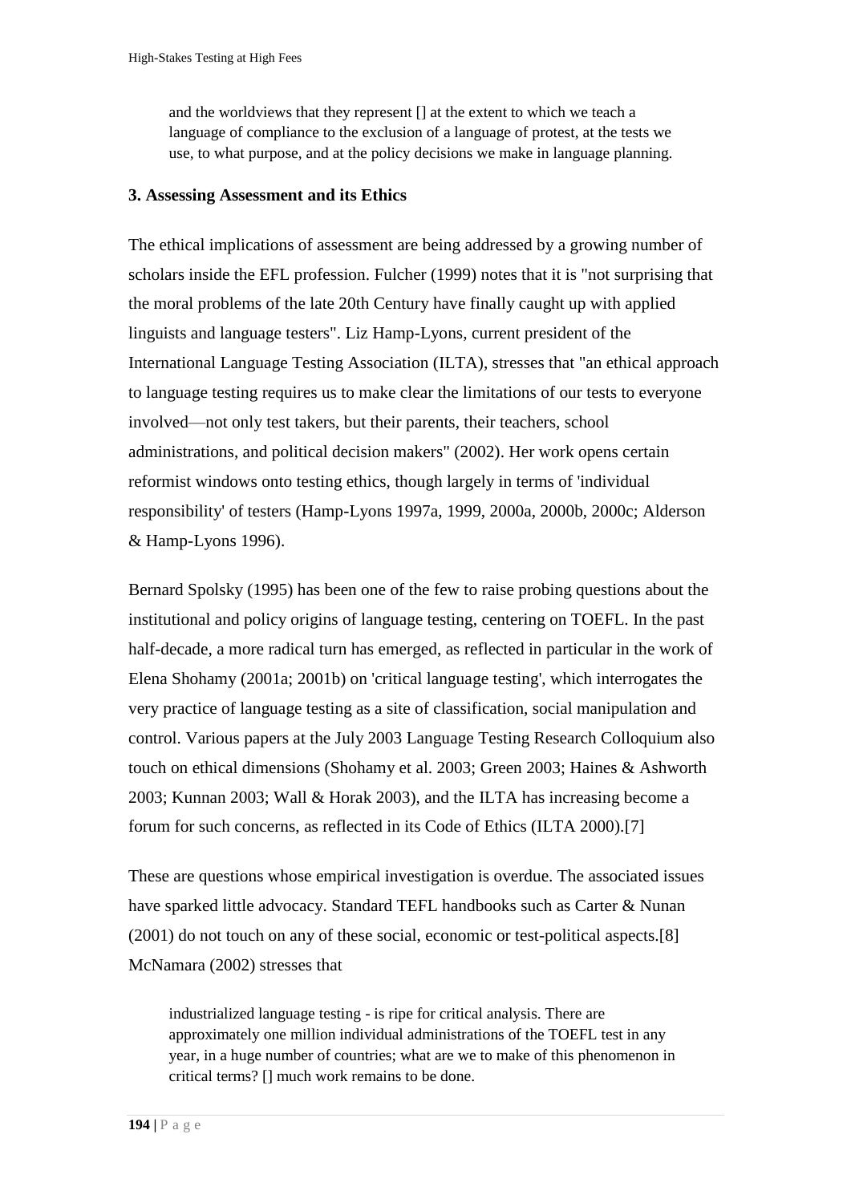> and the worldviews that they represent [] at the extent to which we teach a language of compliance to the exclusion of a language of protest, at the tests we use, to what purpose, and at the policy decisions we make in language planning.

### 3. Assessing Assessment and its Ethics

The ethical implications of assessment are being addressed by a growing number of scholars inside the EFL profession. Fulcher (1999) notes that it is "not surprising that the moral problems of the late 20th Century have finally caught up with applied linguists and language testers". Liz Hamp-Lyons, current president of the International Language Testing Association (ILTA), stresses that "an ethical approach to language testing requires us to make clear the limitations of our tests to everyone involved—not only test takers, but their parents, their teachers, school administrations, and political decision makers" (2002). Her work opens certain reformist windows onto testing ethics, though largely in terms of 'individual responsibility' of testers (Hamp-Lyons 1997a, 1999, 2000a, 2000b, 2000c; Alderson & Hamp-Lyons 1996).

Bernard Spolsky (1995) has been one of the few to raise probing questions about the institutional and policy origins of language testing, centering on TOEFL. In the past half-decade, a more radical turn has emerged, as reflected in particular in the work of Elena Shohamy (2001a; 2001b) on 'critical language testing', which interrogates the very practice of language testing as a site of classification, social manipulation and control. Various papers at the July 2003 Language Testing Research Colloquium also touch on ethical dimensions (Shohamy et al. 2003; Green 2003; Haines & Ashworth 2003; Kunnan 2003; Wall & Horak 2003), and the ILTA has increasing become a forum for such concerns, as reflected in its Code of Ethics (ILTA 2000).[7]

These are questions whose empirical investigation is overdue. The associated issues have sparked little advocacy. Standard TEFL handbooks such as Carter & Nunan (2001) do not touch on any of these social, economic or test-political aspects.[8] McNamara (2002) stresses that

> industrialized language testing - is ripe for critical analysis. There are approximately one million individual administrations of the TOEFL test in any year, in a huge number of countries; what are we to make of this phenomenon in critical terms? [] much work remains to be done.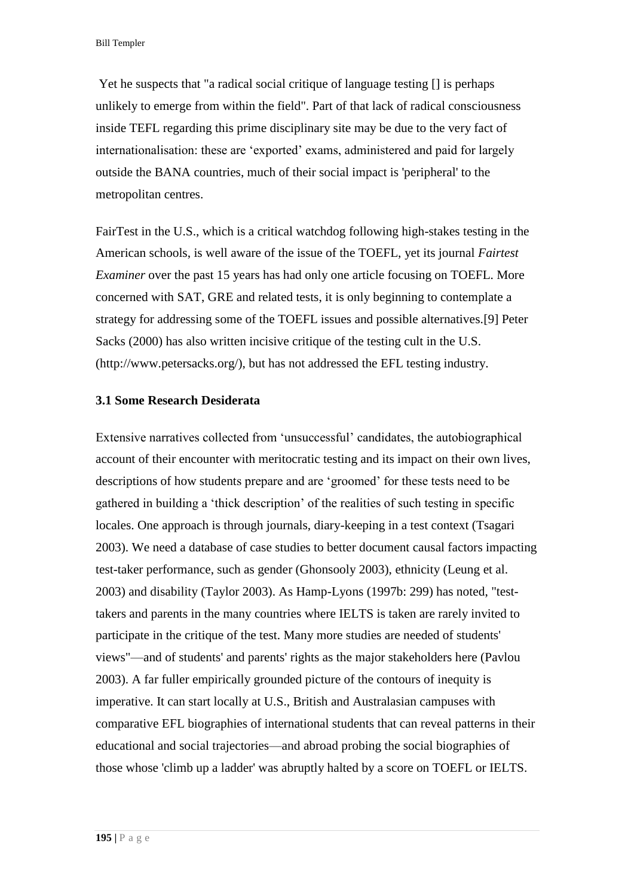Yet he suspects that "a radical social critique of language testing [] is perhaps unlikely to emerge from within the field". Part of that lack of radical consciousness inside TEFL regarding this prime disciplinary site may be due to the very fact of internationalisation: these are 'exported' exams, administered and paid for largely outside the BANA countries, much of their social impact is 'peripheral' to the metropolitan centres.

FairTest in the U.S., which is a critical watchdog following high-stakes testing in the American schools, is well aware of the issue of the TOEFL, yet its journal *Fairtest Examiner* over the past 15 years has had only one article focusing on TOEFL. More concerned with SAT, GRE and related tests, it is only beginning to contemplate a strategy for addressing some of the TOEFL issues and possible alternatives.[9] Peter Sacks (2000) has also written incisive critique of the testing cult in the U.S. (http://www.petersacks.org/), but has not addressed the EFL testing industry.

### 3.1 Some Research Desiderata

Extensive narratives collected from 'unsuccessful' candidates, the autobiographical account of their encounter with meritocratic testing and its impact on their own lives, descriptions of how students prepare and are 'groomed' for these tests need to be gathered in building a 'thick description' of the realities of such testing in specific locales. One approach is through journals, diary-keeping in a test context (Tsagari 2003). We need a database of case studies to better document causal factors impacting test-taker performance, such as gender (Ghonsooly 2003), ethnicity (Leung et al. 2003) and disability (Taylor 2003). As Hamp-Lyons (1997b: 299) has noted, "test-takers and parents in the many countries where IELTS is taken are rarely invited to participate in the critique of the test. Many more studies are needed of students' views"—and of students' and parents' rights as the major stakeholders here (Pavlou 2003). A far fuller empirically grounded picture of the contours of inequity is imperative. It can start locally at U.S., British and Australasian campuses with comparative EFL biographies of international students that can reveal patterns in their educational and social trajectories—and abroad probing the social biographies of those whose 'climb up a ladder' was abruptly halted by a score on TOEFL or IELTS.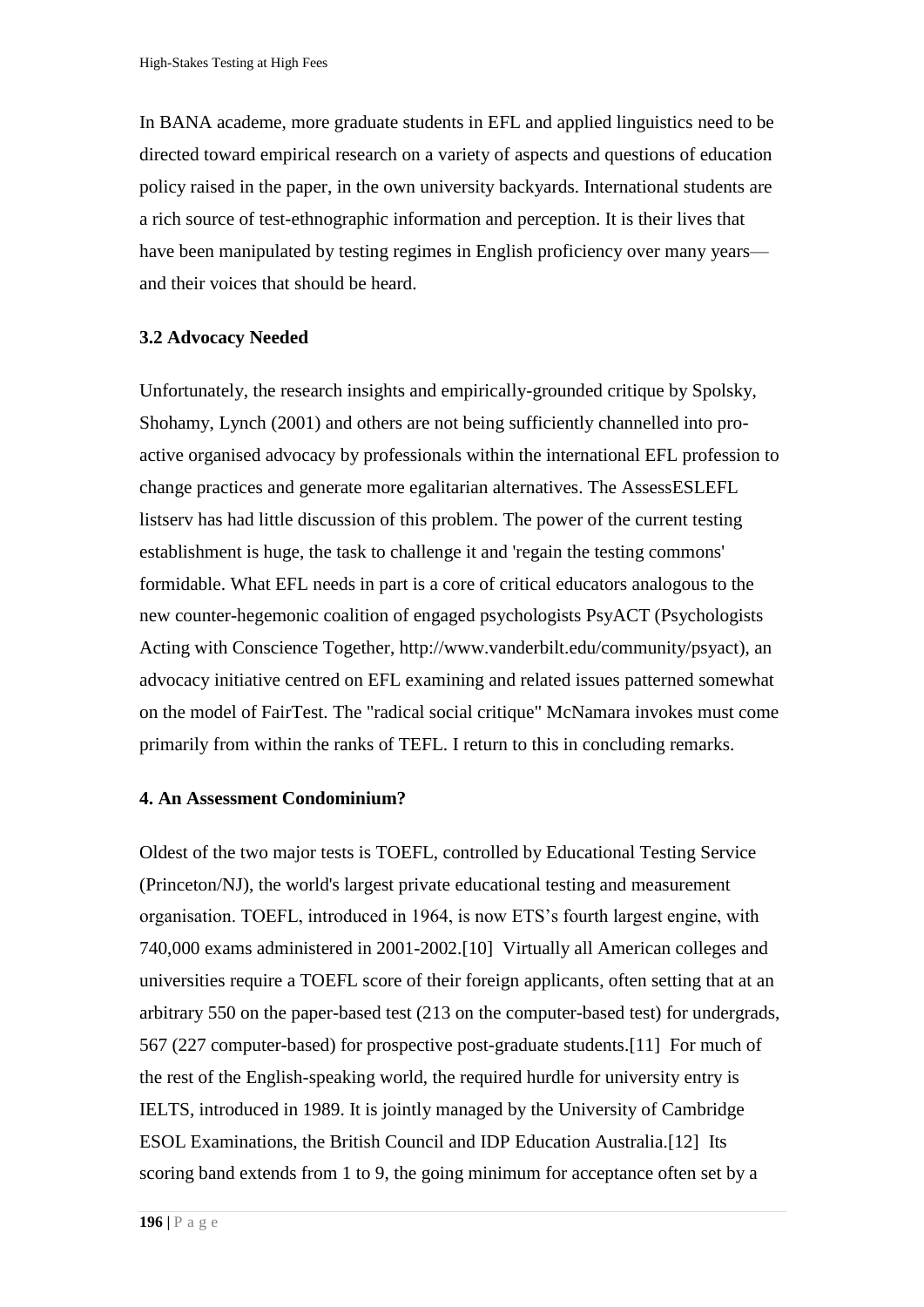In BANA academe, more graduate students in EFL and applied linguistics need to be directed toward empirical research on a variety of aspects and questions of education policy raised in the paper, in the own university backyards. International students are a rich source of test-ethnographic information and perception. It is their lives that have been manipulated by testing regimes in English proficiency over many years—and their voices that should be heard.

### 3.2 Advocacy Needed

Unfortunately, the research insights and empirically-grounded critique by Spolsky, Shohamy, Lynch (2001) and others are not being sufficiently channelled into pro-active organised advocacy by professionals within the international EFL profession to change practices and generate more egalitarian alternatives. The AssessESLEFL listserv has had little discussion of this problem. The power of the current testing establishment is huge, the task to challenge it and 'regain the testing commons' formidable. What EFL needs in part is a core of critical educators analogous to the new counter-hegemonic coalition of engaged psychologists PsyACT (Psychologists Acting with Conscience Together, http://www.vanderbilt.edu/community/psyact), an advocacy initiative centred on EFL examining and related issues patterned somewhat on the model of FairTest. The "radical social critique" McNamara invokes must come primarily from within the ranks of TEFL. I return to this in concluding remarks.

## 4. An Assessment Condominium?

Oldest of the two major tests is TOEFL, controlled by Educational Testing Service (Princeton/NJ), the world's largest private educational testing and measurement organisation. TOEFL, introduced in 1964, is now ETS's fourth largest engine, with 740,000 exams administered in 2001-2002.[10] Virtually all American colleges and universities require a TOEFL score of their foreign applicants, often setting that at an arbitrary 550 on the paper-based test (213 on the computer-based test) for undergrads, 567 (227 computer-based) for prospective post-graduate students.[11] For much of the rest of the English-speaking world, the required hurdle for university entry is IELTS, introduced in 1989. It is jointly managed by the University of Cambridge ESOL Examinations, the British Council and IDP Education Australia.[12] Its scoring band extends from 1 to 9, the going minimum for acceptance often set by a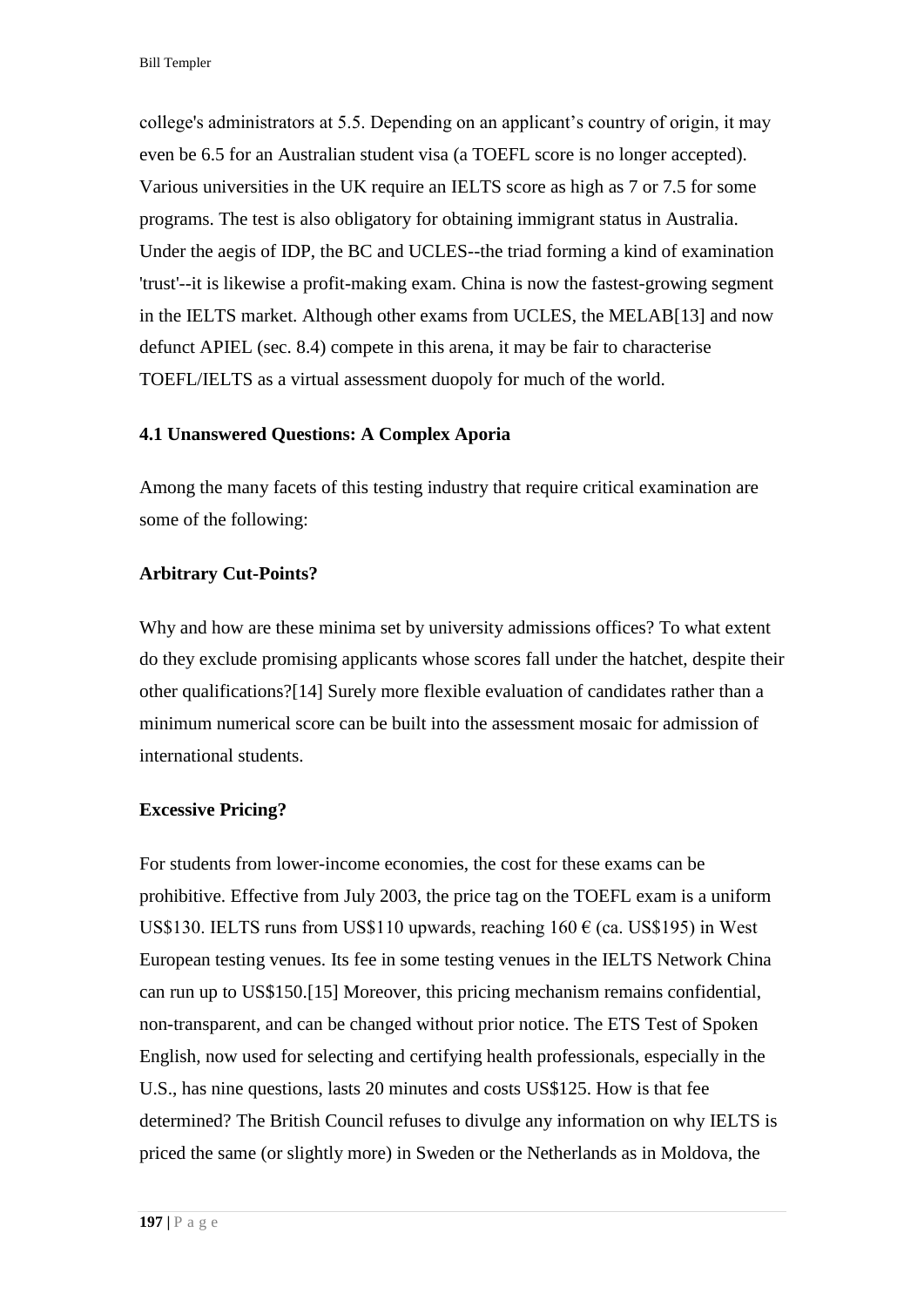college's administrators at 5.5. Depending on an applicant's country of origin, it may even be 6.5 for an Australian student visa (a TOEFL score is no longer accepted). Various universities in the UK require an IELTS score as high as 7 or 7.5 for some programs. The test is also obligatory for obtaining immigrant status in Australia. Under the aegis of IDP, the BC and UCLES--the triad forming a kind of examination 'trust'--it is likewise a profit-making exam. China is now the fastest-growing segment in the IELTS market. Although other exams from UCLES, the MELAB[13] and now defunct APIEL (sec. 8.4) compete in this arena, it may be fair to characterise TOEFL/IELTS as a virtual assessment duopoly for much of the world.

### 4.1 Unanswered Questions: A Complex Aporia

Among the many facets of this testing industry that require critical examination are some of the following:

**Arbitrary Cut-Points?**

Why and how are these minima set by university admissions offices? To what extent do they exclude promising applicants whose scores fall under the hatchet, despite their other qualifications?[14] Surely more flexible evaluation of candidates rather than a minimum numerical score can be built into the assessment mosaic for admission of international students.

**Excessive Pricing?**

For students from lower-income economies, the cost for these exams can be prohibitive. Effective from July 2003, the price tag on the TOEFL exam is a uniform US$130. IELTS runs from US$110 upwards, reaching 160 € (ca. US$195) in West European testing venues. Its fee in some testing venues in the IELTS Network China can run up to US$150.[15] Moreover, this pricing mechanism remains confidential, non-transparent, and can be changed without prior notice. The ETS Test of Spoken English, now used for selecting and certifying health professionals, especially in the U.S., has nine questions, lasts 20 minutes and costs US$125. How is that fee determined? The British Council refuses to divulge any information on why IELTS is priced the same (or slightly more) in Sweden or the Netherlands as in Moldova, the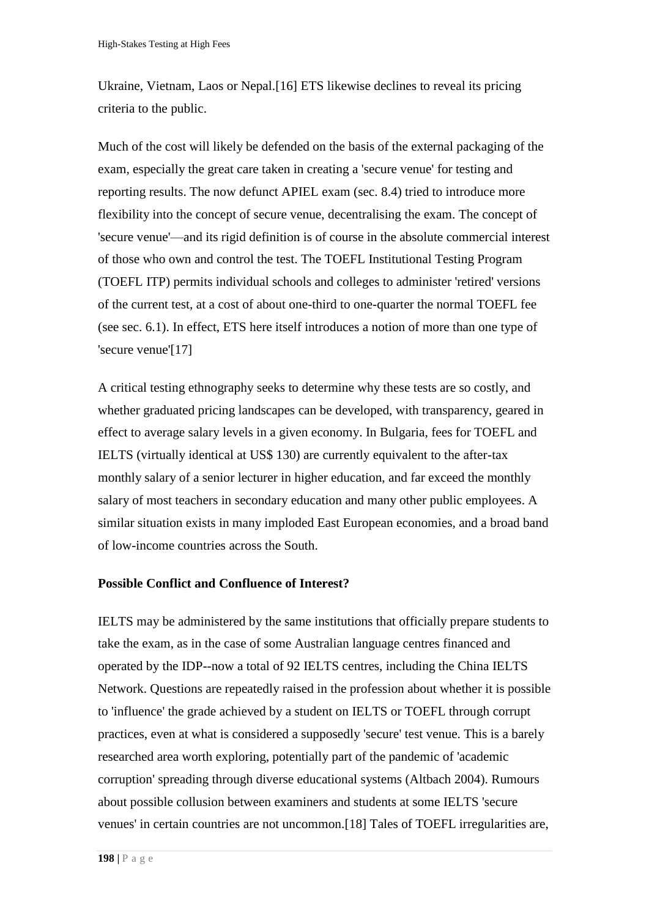Ukraine, Vietnam, Laos or Nepal.[16] ETS likewise declines to reveal its pricing criteria to the public.

Much of the cost will likely be defended on the basis of the external packaging of the exam, especially the great care taken in creating a 'secure venue' for testing and reporting results. The now defunct APIEL exam (sec. 8.4) tried to introduce more flexibility into the concept of secure venue, decentralising the exam. The concept of 'secure venue'—and its rigid definition is of course in the absolute commercial interest of those who own and control the test. The TOEFL Institutional Testing Program (TOEFL ITP) permits individual schools and colleges to administer 'retired' versions of the current test, at a cost of about one-third to one-quarter the normal TOEFL fee (see sec. 6.1). In effect, ETS here itself introduces a notion of more than one type of 'secure venue'[17]

A critical testing ethnography seeks to determine why these tests are so costly, and whether graduated pricing landscapes can be developed, with transparency, geared in effect to average salary levels in a given economy. In Bulgaria, fees for TOEFL and IELTS (virtually identical at US$ 130) are currently equivalent to the after-tax monthly salary of a senior lecturer in higher education, and far exceed the monthly salary of most teachers in secondary education and many other public employees. A similar situation exists in many imploded East European economies, and a broad band of low-income countries across the South.

**Possible Conflict and Confluence of Interest?**

IELTS may be administered by the same institutions that officially prepare students to take the exam, as in the case of some Australian language centres financed and operated by the IDP--now a total of 92 IELTS centres, including the China IELTS Network. Questions are repeatedly raised in the profession about whether it is possible to 'influence' the grade achieved by a student on IELTS or TOEFL through corrupt practices, even at what is considered a supposedly 'secure' test venue. This is a barely researched area worth exploring, potentially part of the pandemic of 'academic corruption' spreading through diverse educational systems (Altbach 2004). Rumours about possible collusion between examiners and students at some IELTS 'secure venues' in certain countries are not uncommon.[18] Tales of TOEFL irregularities are,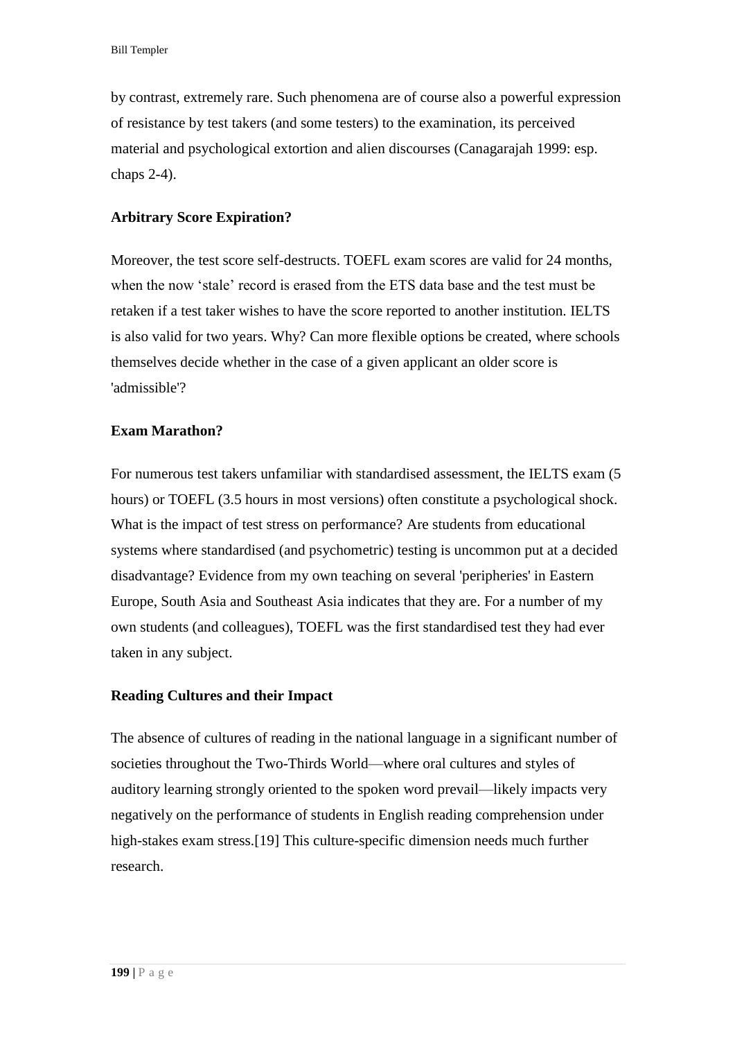by contrast, extremely rare. Such phenomena are of course also a powerful expression of resistance by test takers (and some testers) to the examination, its perceived material and psychological extortion and alien discourses (Canagarajah 1999: esp. chaps 2-4).

### Arbitrary Score Expiration?

Moreover, the test score self-destructs. TOEFL exam scores are valid for 24 months, when the now 'stale' record is erased from the ETS data base and the test must be retaken if a test taker wishes to have the score reported to another institution. IELTS is also valid for two years. Why? Can more flexible options be created, where schools themselves decide whether in the case of a given applicant an older score is 'admissible'?

### Exam Marathon?

For numerous test takers unfamiliar with standardised assessment, the IELTS exam (5 hours) or TOEFL (3.5 hours in most versions) often constitute a psychological shock. What is the impact of test stress on performance? Are students from educational systems where standardised (and psychometric) testing is uncommon put at a decided disadvantage? Evidence from my own teaching on several 'peripheries' in Eastern Europe, South Asia and Southeast Asia indicates that they are. For a number of my own students (and colleagues), TOEFL was the first standardised test they had ever taken in any subject.

### Reading Cultures and their Impact

The absence of cultures of reading in the national language in a significant number of societies throughout the Two-Thirds World—where oral cultures and styles of auditory learning strongly oriented to the spoken word prevail—likely impacts very negatively on the performance of students in English reading comprehension under high-stakes exam stress.[19] This culture-specific dimension needs much further research.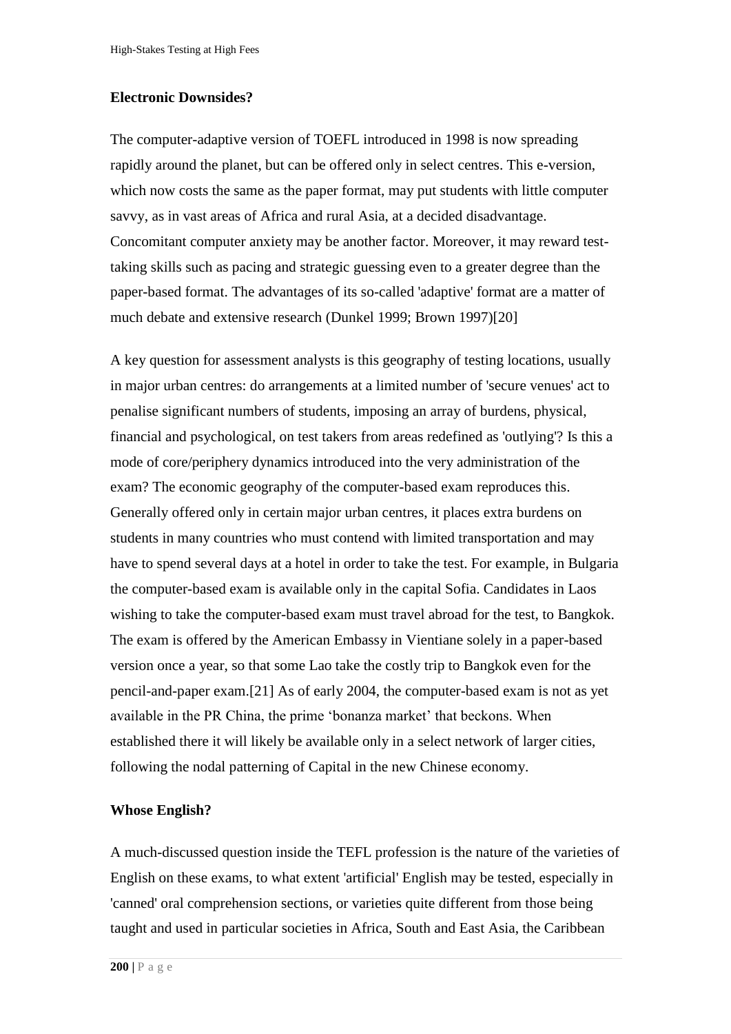**Electronic Downsides?**

The computer-adaptive version of TOEFL introduced in 1998 is now spreading rapidly around the planet, but can be offered only in select centres. This e-version, which now costs the same as the paper format, may put students with little computer savvy, as in vast areas of Africa and rural Asia, at a decided disadvantage. Concomitant computer anxiety may be another factor. Moreover, it may reward test-taking skills such as pacing and strategic guessing even to a greater degree than the paper-based format. The advantages of its so-called 'adaptive' format are a matter of much debate and extensive research (Dunkel 1999; Brown 1997)[20]

A key question for assessment analysts is this geography of testing locations, usually in major urban centres: do arrangements at a limited number of 'secure venues' act to penalise significant numbers of students, imposing an array of burdens, physical, financial and psychological, on test takers from areas redefined as 'outlying'? Is this a mode of core/periphery dynamics introduced into the very administration of the exam? The economic geography of the computer-based exam reproduces this. Generally offered only in certain major urban centres, it places extra burdens on students in many countries who must contend with limited transportation and may have to spend several days at a hotel in order to take the test. For example, in Bulgaria the computer-based exam is available only in the capital Sofia. Candidates in Laos wishing to take the computer-based exam must travel abroad for the test, to Bangkok. The exam is offered by the American Embassy in Vientiane solely in a paper-based version once a year, so that some Lao take the costly trip to Bangkok even for the pencil-and-paper exam.[21] As of early 2004, the computer-based exam is not as yet available in the PR China, the prime 'bonanza market' that beckons. When established there it will likely be available only in a select network of larger cities, following the nodal patterning of Capital in the new Chinese economy.

**Whose English?**

A much-discussed question inside the TEFL profession is the nature of the varieties of English on these exams, to what extent 'artificial' English may be tested, especially in 'canned' oral comprehension sections, or varieties quite different from those being taught and used in particular societies in Africa, South and East Asia, the Caribbean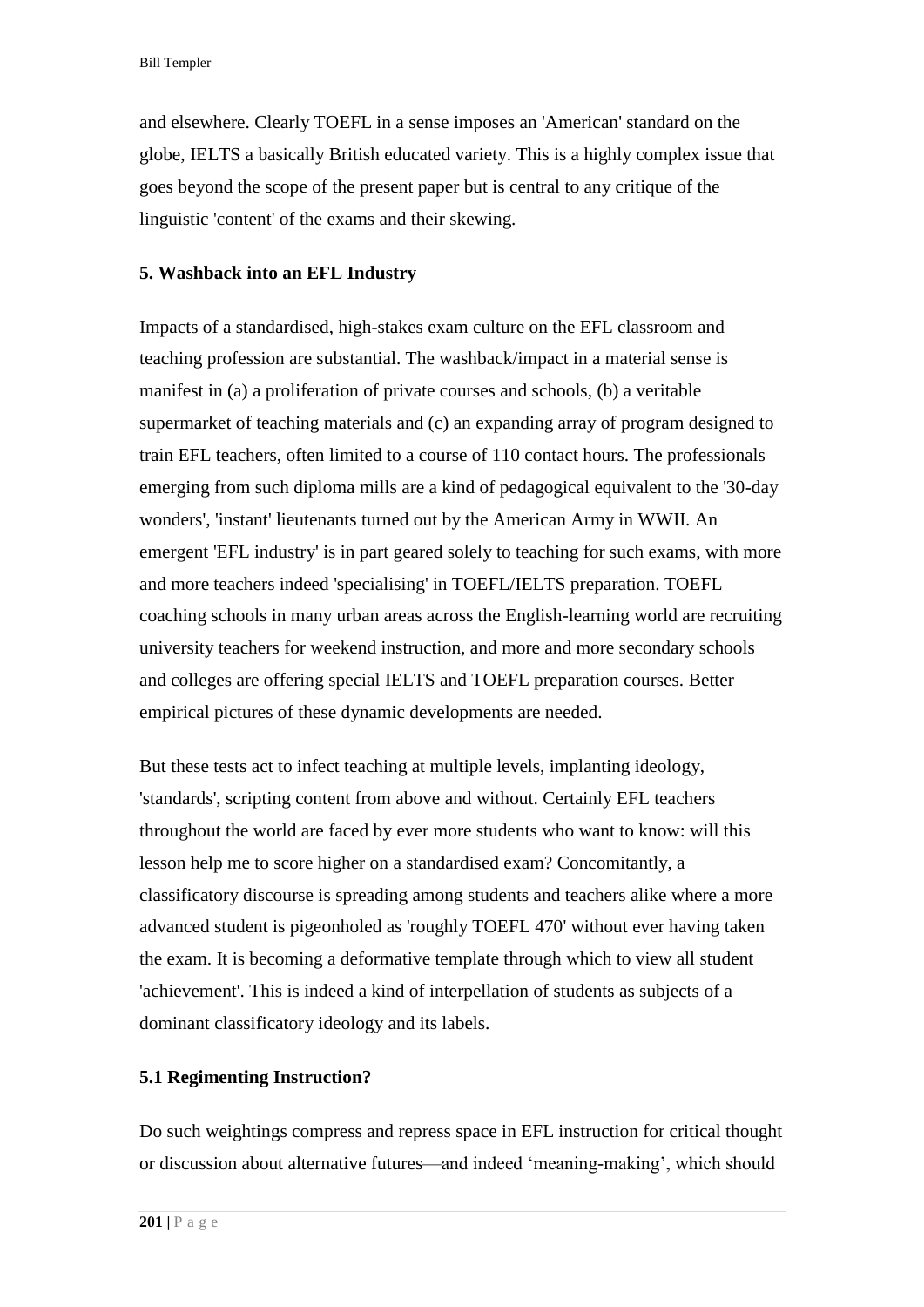and elsewhere. Clearly TOEFL in a sense imposes an 'American' standard on the globe, IELTS a basically British educated variety. This is a highly complex issue that goes beyond the scope of the present paper but is central to any critique of the linguistic 'content' of the exams and their skewing.

## 5. Washback into an EFL Industry

Impacts of a standardised, high-stakes exam culture on the EFL classroom and teaching profession are substantial. The washback/impact in a material sense is manifest in (a) a proliferation of private courses and schools, (b) a veritable supermarket of teaching materials and (c) an expanding array of program designed to train EFL teachers, often limited to a course of 110 contact hours. The professionals emerging from such diploma mills are a kind of pedagogical equivalent to the '30-day wonders', 'instant' lieutenants turned out by the American Army in WWII. An emergent 'EFL industry' is in part geared solely to teaching for such exams, with more and more teachers indeed 'specialising' in TOEFL/IELTS preparation. TOEFL coaching schools in many urban areas across the English-learning world are recruiting university teachers for weekend instruction, and more and more secondary schools and colleges are offering special IELTS and TOEFL preparation courses. Better empirical pictures of these dynamic developments are needed.

But these tests act to infect teaching at multiple levels, implanting ideology, 'standards', scripting content from above and without. Certainly EFL teachers throughout the world are faced by ever more students who want to know: will this lesson help me to score higher on a standardised exam? Concomitantly, a classificatory discourse is spreading among students and teachers alike where a more advanced student is pigeonholed as 'roughly TOEFL 470' without ever having taken the exam. It is becoming a deformative template through which to view all student 'achievement'. This is indeed a kind of interpellation of students as subjects of a dominant classificatory ideology and its labels.

### 5.1 Regimenting Instruction?

Do such weightings compress and repress space in EFL instruction for critical thought or discussion about alternative futures—and indeed 'meaning-making', which should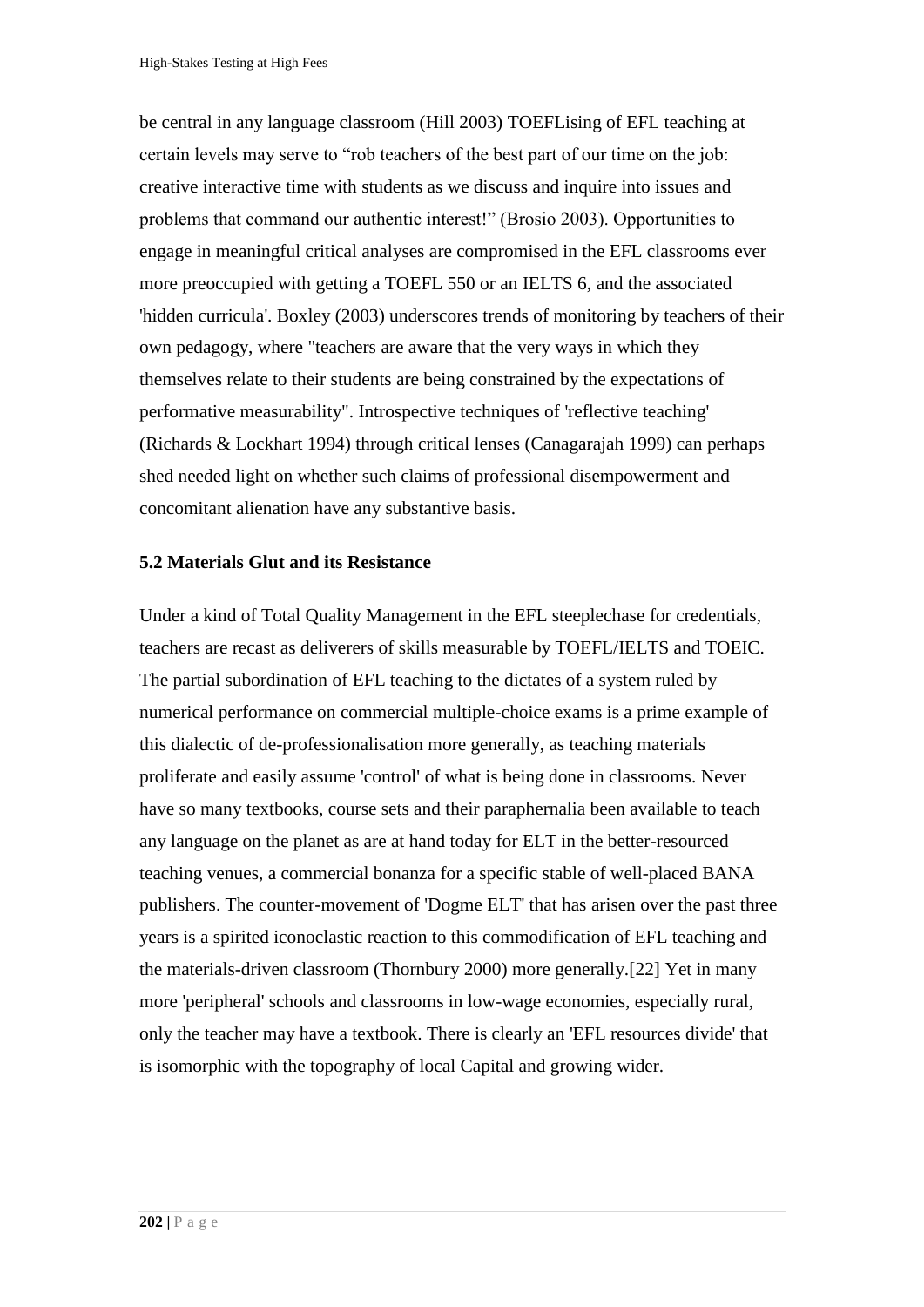be central in any language classroom (Hill 2003) TOEFLising of EFL teaching at certain levels may serve to "rob teachers of the best part of our time on the job: creative interactive time with students as we discuss and inquire into issues and problems that command our authentic interest!" (Brosio 2003). Opportunities to engage in meaningful critical analyses are compromised in the EFL classrooms ever more preoccupied with getting a TOEFL 550 or an IELTS 6, and the associated 'hidden curricula'. Boxley (2003) underscores trends of monitoring by teachers of their own pedagogy, where "teachers are aware that the very ways in which they themselves relate to their students are being constrained by the expectations of performative measurability". Introspective techniques of 'reflective teaching' (Richards & Lockhart 1994) through critical lenses (Canagarajah 1999) can perhaps shed needed light on whether such claims of professional disempowerment and concomitant alienation have any substantive basis.

### 5.2 Materials Glut and its Resistance

Under a kind of Total Quality Management in the EFL steeplechase for credentials, teachers are recast as deliverers of skills measurable by TOEFL/IELTS and TOEIC. The partial subordination of EFL teaching to the dictates of a system ruled by numerical performance on commercial multiple-choice exams is a prime example of this dialectic of de-professionalisation more generally, as teaching materials proliferate and easily assume 'control' of what is being done in classrooms. Never have so many textbooks, course sets and their paraphernalia been available to teach any language on the planet as are at hand today for ELT in the better-resourced teaching venues, a commercial bonanza for a specific stable of well-placed BANA publishers. The counter-movement of 'Dogme ELT' that has arisen over the past three years is a spirited iconoclastic reaction to this commodification of EFL teaching and the materials-driven classroom (Thornbury 2000) more generally.[22] Yet in many more 'peripheral' schools and classrooms in low-wage economies, especially rural, only the teacher may have a textbook. There is clearly an 'EFL resources divide' that is isomorphic with the topography of local Capital and growing wider.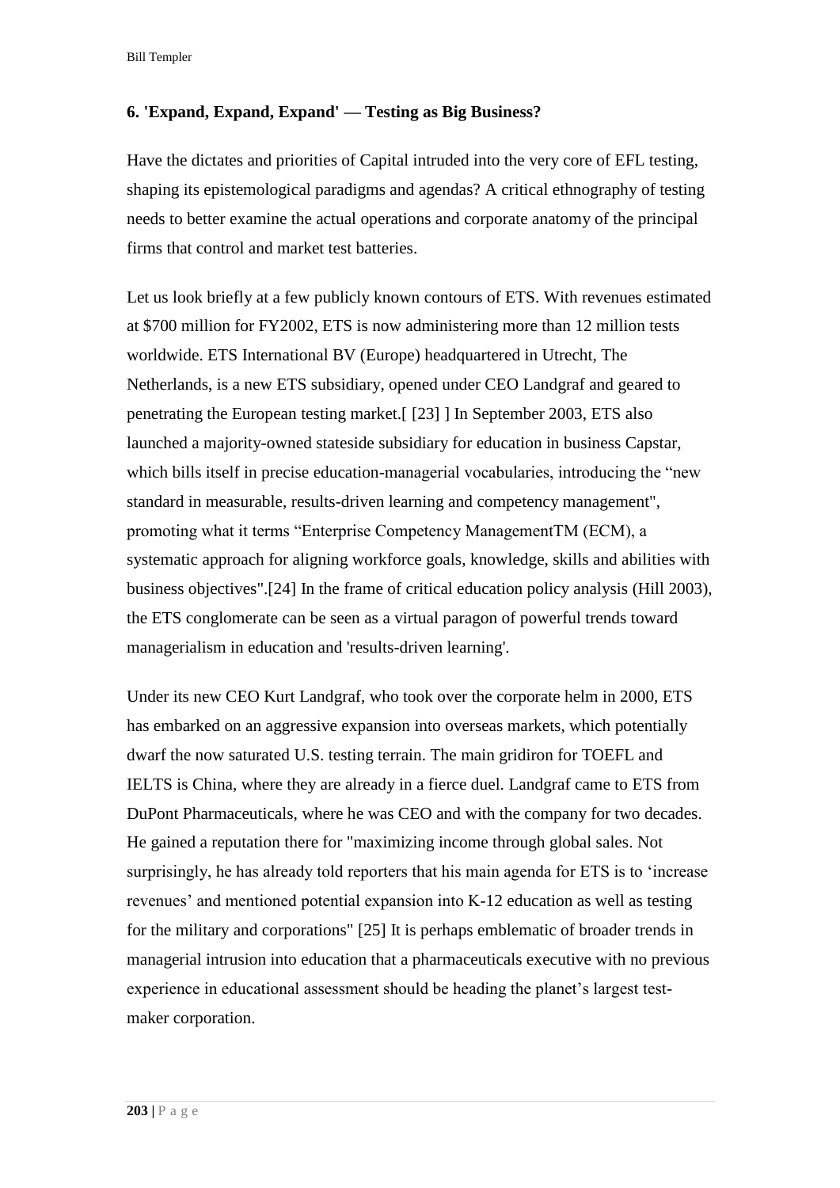## 6. 'Expand, Expand, Expand' — Testing as Big Business?

Have the dictates and priorities of Capital intruded into the very core of EFL testing, shaping its epistemological paradigms and agendas? A critical ethnography of testing needs to better examine the actual operations and corporate anatomy of the principal firms that control and market test batteries.

Let us look briefly at a few publicly known contours of ETS. With revenues estimated at $700 million for FY2002, ETS is now administering more than 12 million tests worldwide. ETS International BV (Europe) headquartered in Utrecht, The Netherlands, is a new ETS subsidiary, opened under CEO Landgraf and geared to penetrating the European testing market.[ [23] ] In September 2003, ETS also launched a majority-owned stateside subsidiary for education in business Capstar, which bills itself in precise education-managerial vocabularies, introducing the "new standard in measurable, results-driven learning and competency management", promoting what it terms "Enterprise Competency ManagementTM (ECM), a systematic approach for aligning workforce goals, knowledge, skills and abilities with business objectives".[24] In the frame of critical education policy analysis (Hill 2003), the ETS conglomerate can be seen as a virtual paragon of powerful trends toward managerialism in education and 'results-driven learning'.

Under its new CEO Kurt Landgraf, who took over the corporate helm in 2000, ETS has embarked on an aggressive expansion into overseas markets, which potentially dwarf the now saturated U.S. testing terrain. The main gridiron for TOEFL and IELTS is China, where they are already in a fierce duel. Landgraf came to ETS from DuPont Pharmaceuticals, where he was CEO and with the company for two decades. He gained a reputation there for "maximizing income through global sales. Not surprisingly, he has already told reporters that his main agenda for ETS is to 'increase revenues' and mentioned potential expansion into K-12 education as well as testing for the military and corporations" [25] It is perhaps emblematic of broader trends in managerial intrusion into education that a pharmaceuticals executive with no previous experience in educational assessment should be heading the planet's largest test-maker corporation.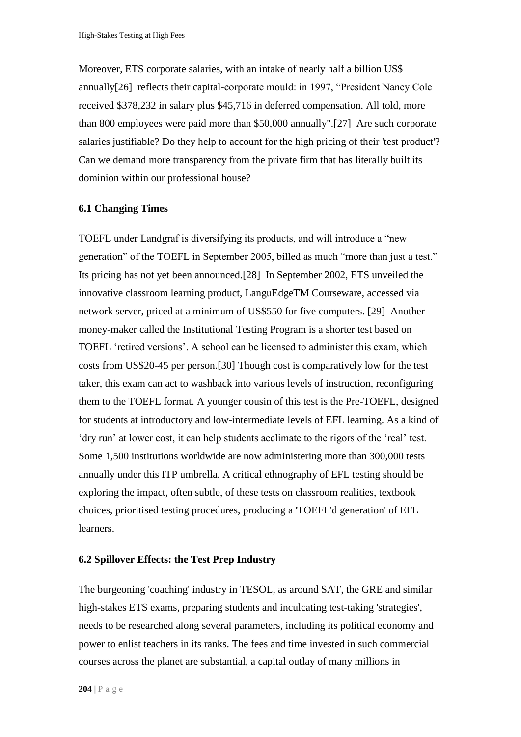Moreover, ETS corporate salaries, with an intake of nearly half a billion US$ annually[26] reflects their capital-corporate mould: in 1997, “President Nancy Cole received $378,232 in salary plus $45,716 in deferred compensation. All told, more than 800 employees were paid more than $50,000 annually".[27] Are such corporate salaries justifiable? Do they help to account for the high pricing of their 'test product'? Can we demand more transparency from the private firm that has literally built its dominion within our professional house?

### 6.1 Changing Times

TOEFL under Landgraf is diversifying its products, and will introduce a “new generation” of the TOEFL in September 2005, billed as much “more than just a test.” Its pricing has not yet been announced.[28] In September 2002, ETS unveiled the innovative classroom learning product, LanguEdgeTM Courseware, accessed via network server, priced at a minimum of US$550 for five computers. [29] Another money-maker called the Institutional Testing Program is a shorter test based on TOEFL ‘retired versions’. A school can be licensed to administer this exam, which costs from US$20-45 per person.[30] Though cost is comparatively low for the test taker, this exam can act to washback into various levels of instruction, reconfiguring them to the TOEFL format. A younger cousin of this test is the Pre-TOEFL, designed for students at introductory and low-intermediate levels of EFL learning. As a kind of ‘dry run’ at lower cost, it can help students acclimate to the rigors of the ‘real’ test. Some 1,500 institutions worldwide are now administering more than 300,000 tests annually under this ITP umbrella. A critical ethnography of EFL testing should be exploring the impact, often subtle, of these tests on classroom realities, textbook choices, prioritised testing procedures, producing a 'TOEFL'd generation' of EFL learners.

### 6.2 Spillover Effects: the Test Prep Industry

The burgeoning 'coaching' industry in TESOL, as around SAT, the GRE and similar high-stakes ETS exams, preparing students and inculcating test-taking 'strategies', needs to be researched along several parameters, including its political economy and power to enlist teachers in its ranks. The fees and time invested in such commercial courses across the planet are substantial, a capital outlay of many millions in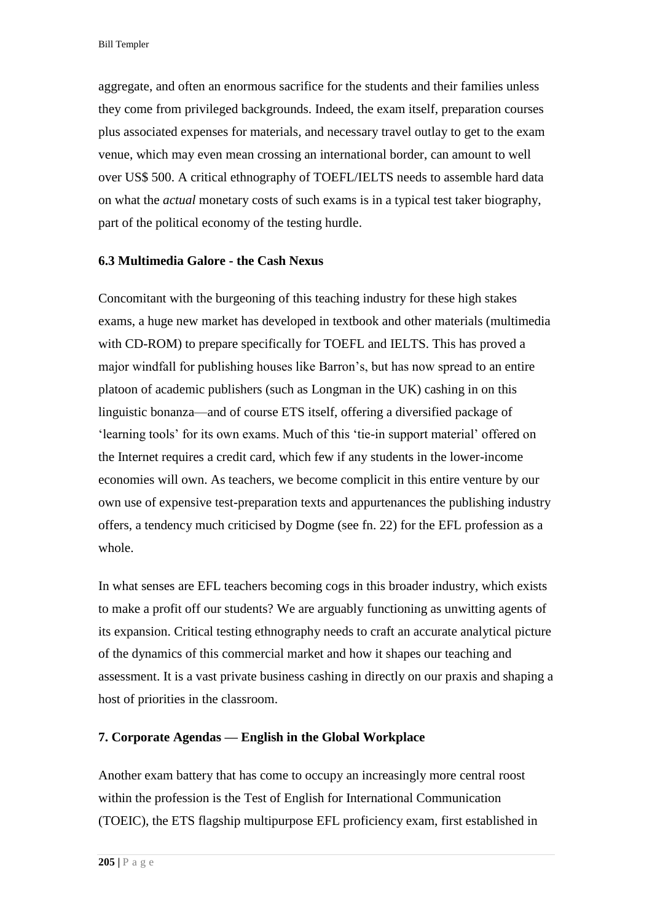aggregate, and often an enormous sacrifice for the students and their families unless they come from privileged backgrounds. Indeed, the exam itself, preparation courses plus associated expenses for materials, and necessary travel outlay to get to the exam venue, which may even mean crossing an international border, can amount to well over US$ 500. A critical ethnography of TOEFL/IELTS needs to assemble hard data on what the *actual* monetary costs of such exams is in a typical test taker biography, part of the political economy of the testing hurdle.

### 6.3 Multimedia Galore - the Cash Nexus

Concomitant with the burgeoning of this teaching industry for these high stakes exams, a huge new market has developed in textbook and other materials (multimedia with CD-ROM) to prepare specifically for TOEFL and IELTS. This has proved a major windfall for publishing houses like Barron's, but has now spread to an entire platoon of academic publishers (such as Longman in the UK) cashing in on this linguistic bonanza—and of course ETS itself, offering a diversified package of 'learning tools' for its own exams. Much of this 'tie-in support material' offered on the Internet requires a credit card, which few if any students in the lower-income economies will own. As teachers, we become complicit in this entire venture by our own use of expensive test-preparation texts and appurtenances the publishing industry offers, a tendency much criticised by Dogme (see fn. 22) for the EFL profession as a whole.

In what senses are EFL teachers becoming cogs in this broader industry, which exists to make a profit off our students? We are arguably functioning as unwitting agents of its expansion. Critical testing ethnography needs to craft an accurate analytical picture of the dynamics of this commercial market and how it shapes our teaching and assessment. It is a vast private business cashing in directly on our praxis and shaping a host of priorities in the classroom.

## 7. Corporate Agendas — English in the Global Workplace

Another exam battery that has come to occupy an increasingly more central roost within the profession is the Test of English for International Communication (TOEIC), the ETS flagship multipurpose EFL proficiency exam, first established in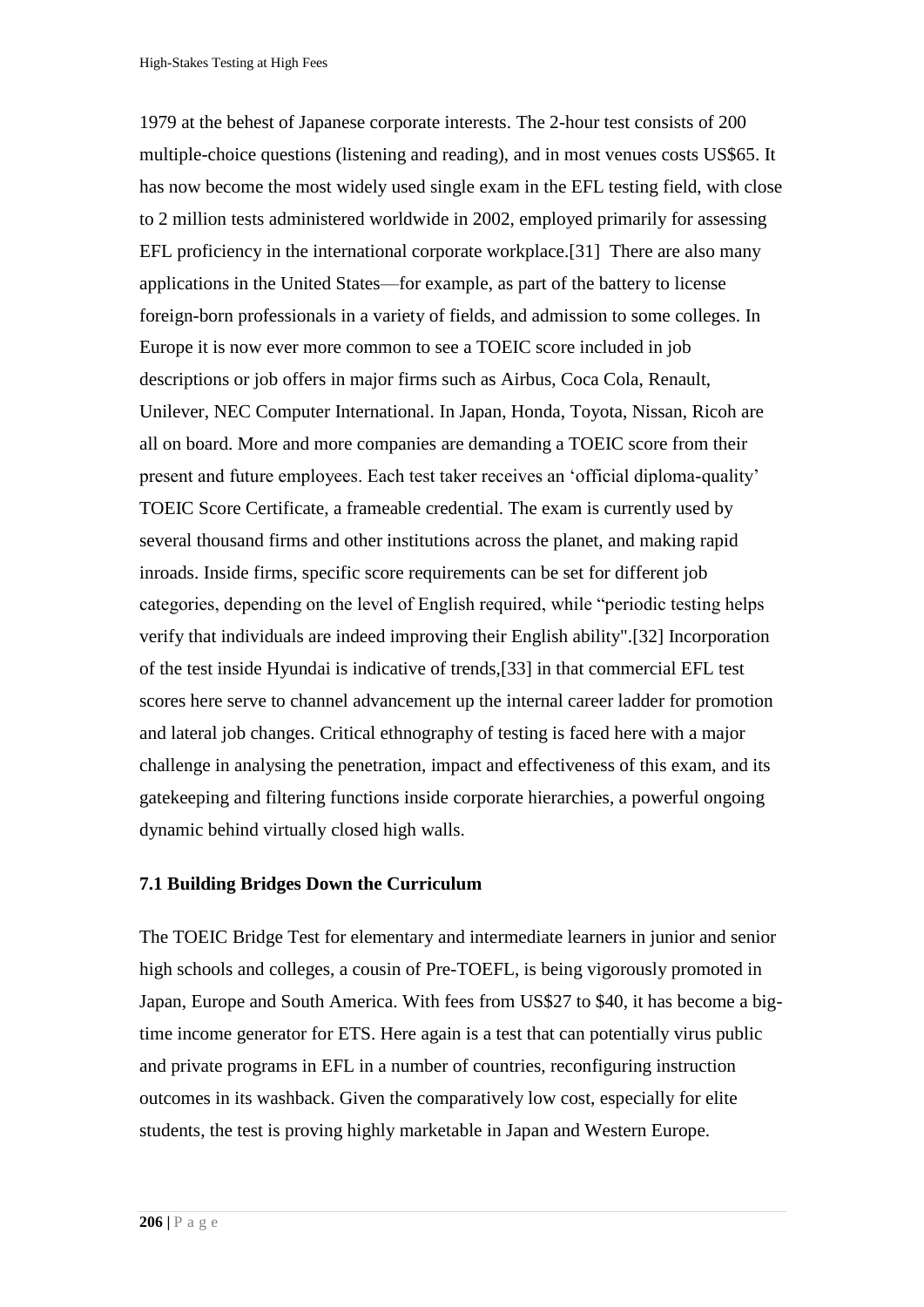1979 at the behest of Japanese corporate interests. The 2-hour test consists of 200 multiple-choice questions (listening and reading), and in most venues costs US$65. It has now become the most widely used single exam in the EFL testing field, with close to 2 million tests administered worldwide in 2002, employed primarily for assessing EFL proficiency in the international corporate workplace.[31] There are also many applications in the United States—for example, as part of the battery to license foreign-born professionals in a variety of fields, and admission to some colleges. In Europe it is now ever more common to see a TOEIC score included in job descriptions or job offers in major firms such as Airbus, Coca Cola, Renault, Unilever, NEC Computer International. In Japan, Honda, Toyota, Nissan, Ricoh are all on board. More and more companies are demanding a TOEIC score from their present and future employees. Each test taker receives an 'official diploma-quality' TOEIC Score Certificate, a frameable credential. The exam is currently used by several thousand firms and other institutions across the planet, and making rapid inroads. Inside firms, specific score requirements can be set for different job categories, depending on the level of English required, while "periodic testing helps verify that individuals are indeed improving their English ability".[32] Incorporation of the test inside Hyundai is indicative of trends,[33] in that commercial EFL test scores here serve to channel advancement up the internal career ladder for promotion and lateral job changes. Critical ethnography of testing is faced here with a major challenge in analysing the penetration, impact and effectiveness of this exam, and its gatekeeping and filtering functions inside corporate hierarchies, a powerful ongoing dynamic behind virtually closed high walls.

### 7.1 Building Bridges Down the Curriculum

The TOEIC Bridge Test for elementary and intermediate learners in junior and senior high schools and colleges, a cousin of Pre-TOEFL, is being vigorously promoted in Japan, Europe and South America. With fees from US$27 to $40, it has become a big-time income generator for ETS. Here again is a test that can potentially virus public and private programs in EFL in a number of countries, reconfiguring instruction outcomes in its washback. Given the comparatively low cost, especially for elite students, the test is proving highly marketable in Japan and Western Europe.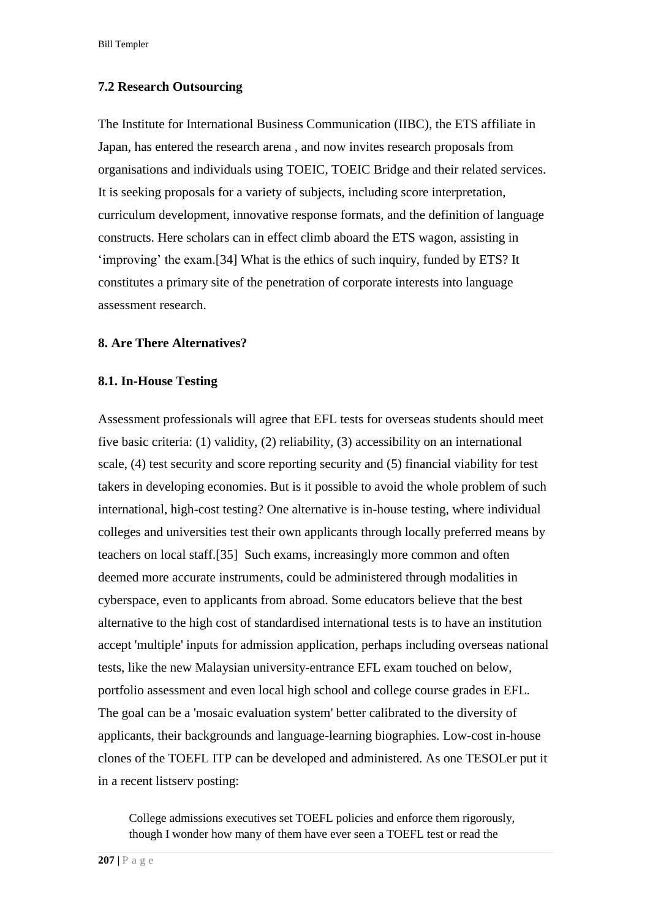### 7.2 Research Outsourcing

The Institute for International Business Communication (IIBC), the ETS affiliate in Japan, has entered the research arena , and now invites research proposals from organisations and individuals using TOEIC, TOEIC Bridge and their related services. It is seeking proposals for a variety of subjects, including score interpretation, curriculum development, innovative response formats, and the definition of language constructs. Here scholars can in effect climb aboard the ETS wagon, assisting in 'improving' the exam.[34] What is the ethics of such inquiry, funded by ETS? It constitutes a primary site of the penetration of corporate interests into language assessment research.

## 8. Are There Alternatives?

### 8.1. In-House Testing

Assessment professionals will agree that EFL tests for overseas students should meet five basic criteria: (1) validity, (2) reliability, (3) accessibility on an international scale, (4) test security and score reporting security and (5) financial viability for test takers in developing economies. But is it possible to avoid the whole problem of such international, high-cost testing? One alternative is in-house testing, where individual colleges and universities test their own applicants through locally preferred means by teachers on local staff.[35] Such exams, increasingly more common and often deemed more accurate instruments, could be administered through modalities in cyberspace, even to applicants from abroad. Some educators believe that the best alternative to the high cost of standardised international tests is to have an institution accept 'multiple' inputs for admission application, perhaps including overseas national tests, like the new Malaysian university-entrance EFL exam touched on below, portfolio assessment and even local high school and college course grades in EFL. The goal can be a 'mosaic evaluation system' better calibrated to the diversity of applicants, their backgrounds and language-learning biographies. Low-cost in-house clones of the TOEFL ITP can be developed and administered. As one TESOLer put it in a recent listserv posting:

> College admissions executives set TOEFL policies and enforce them rigorously, though I wonder how many of them have ever seen a TOEFL test or read the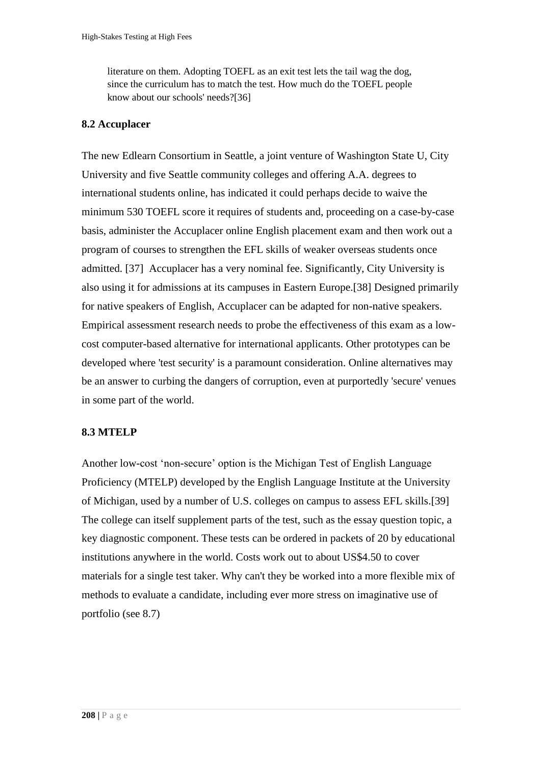> literature on them. Adopting TOEFL as an exit test lets the tail wag the dog, since the curriculum has to match the test. How much do the TOEFL people know about our schools' needs?[36]

### 8.2 Accuplacer

The new Edlearn Consortium in Seattle, a joint venture of Washington State U, City University and five Seattle community colleges and offering A.A. degrees to international students online, has indicated it could perhaps decide to waive the minimum 530 TOEFL score it requires of students and, proceeding on a case-by-case basis, administer the Accuplacer online English placement exam and then work out a program of courses to strengthen the EFL skills of weaker overseas students once admitted. [37] Accuplacer has a very nominal fee. Significantly, City University is also using it for admissions at its campuses in Eastern Europe.[38] Designed primarily for native speakers of English, Accuplacer can be adapted for non-native speakers. Empirical assessment research needs to probe the effectiveness of this exam as a low-cost computer-based alternative for international applicants. Other prototypes can be developed where 'test security' is a paramount consideration. Online alternatives may be an answer to curbing the dangers of corruption, even at purportedly 'secure' venues in some part of the world.

### 8.3 MTELP

Another low-cost 'non-secure' option is the Michigan Test of English Language Proficiency (MTELP) developed by the English Language Institute at the University of Michigan, used by a number of U.S. colleges on campus to assess EFL skills.[39] The college can itself supplement parts of the test, such as the essay question topic, a key diagnostic component. These tests can be ordered in packets of 20 by educational institutions anywhere in the world. Costs work out to about US$4.50 to cover materials for a single test taker. Why can't they be worked into a more flexible mix of methods to evaluate a candidate, including ever more stress on imaginative use of portfolio (see 8.7)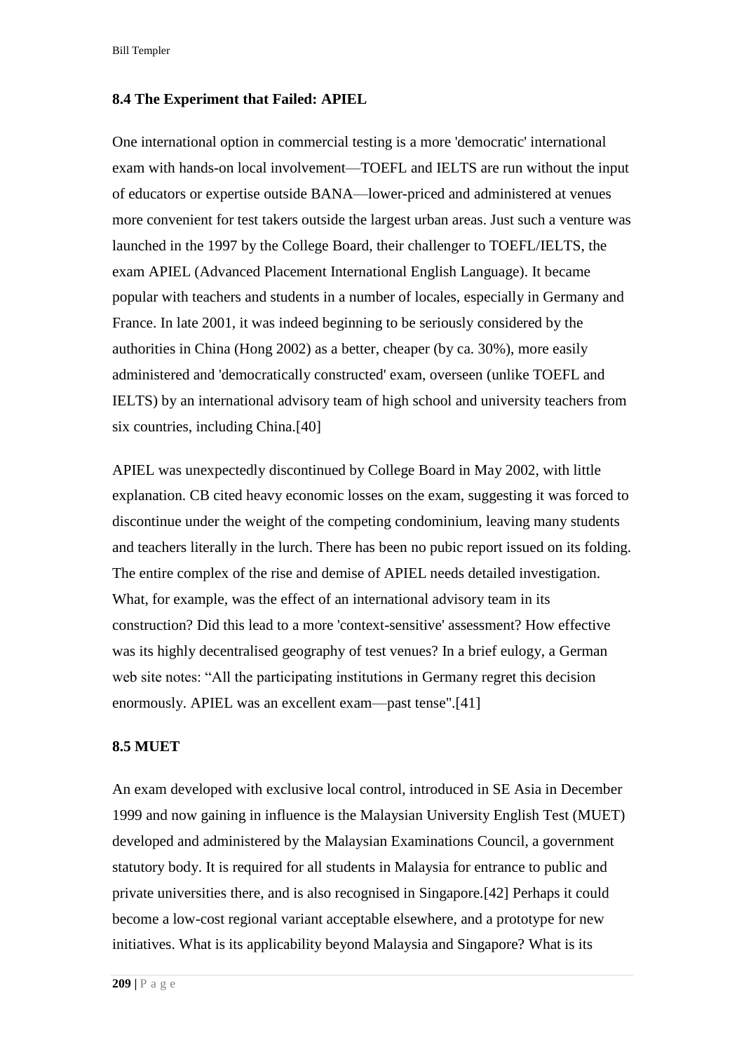### 8.4 The Experiment that Failed: APIEL

One international option in commercial testing is a more 'democratic' international exam with hands-on local involvement—TOEFL and IELTS are run without the input of educators or expertise outside BANA—lower-priced and administered at venues more convenient for test takers outside the largest urban areas. Just such a venture was launched in the 1997 by the College Board, their challenger to TOEFL/IELTS, the exam APIEL (Advanced Placement International English Language). It became popular with teachers and students in a number of locales, especially in Germany and France. In late 2001, it was indeed beginning to be seriously considered by the authorities in China (Hong 2002) as a better, cheaper (by ca. 30%), more easily administered and 'democratically constructed' exam, overseen (unlike TOEFL and IELTS) by an international advisory team of high school and university teachers from six countries, including China.[40]

APIEL was unexpectedly discontinued by College Board in May 2002, with little explanation. CB cited heavy economic losses on the exam, suggesting it was forced to discontinue under the weight of the competing condominium, leaving many students and teachers literally in the lurch. There has been no pubic report issued on its folding. The entire complex of the rise and demise of APIEL needs detailed investigation. What, for example, was the effect of an international advisory team in its construction? Did this lead to a more 'context-sensitive' assessment? How effective was its highly decentralised geography of test venues? In a brief eulogy, a German web site notes: "All the participating institutions in Germany regret this decision enormously. APIEL was an excellent exam—past tense".[41]

### 8.5 MUET

An exam developed with exclusive local control, introduced in SE Asia in December 1999 and now gaining in influence is the Malaysian University English Test (MUET) developed and administered by the Malaysian Examinations Council, a government statutory body. It is required for all students in Malaysia for entrance to public and private universities there, and is also recognised in Singapore.[42] Perhaps it could become a low-cost regional variant acceptable elsewhere, and a prototype for new initiatives. What is its applicability beyond Malaysia and Singapore? What is its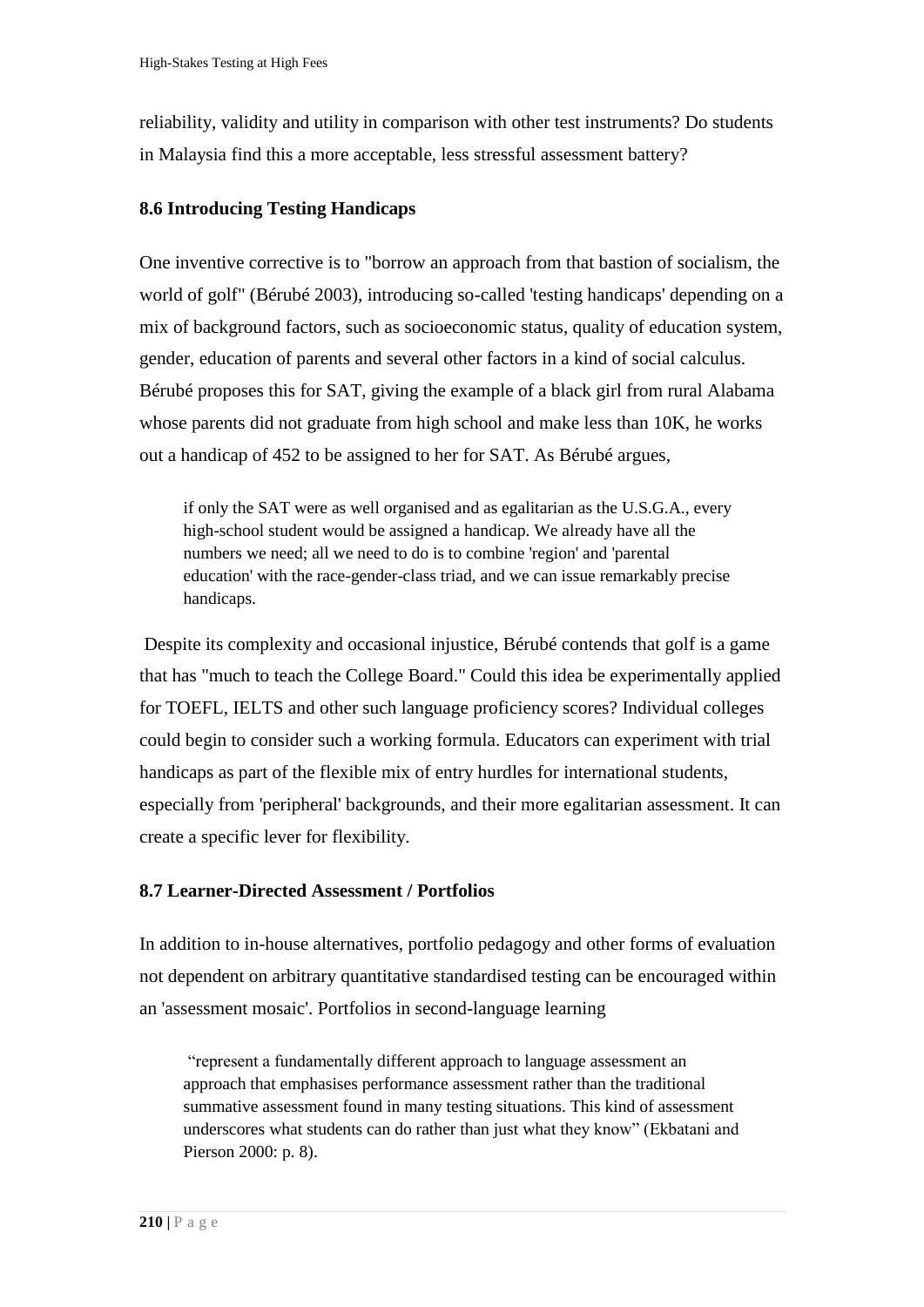reliability, validity and utility in comparison with other test instruments? Do students in Malaysia find this a more acceptable, less stressful assessment battery?

### 8.6 Introducing Testing Handicaps

One inventive corrective is to "borrow an approach from that bastion of socialism, the world of golf" (Bérubé 2003), introducing so-called 'testing handicaps' depending on a mix of background factors, such as socioeconomic status, quality of education system, gender, education of parents and several other factors in a kind of social calculus. Bérubé proposes this for SAT, giving the example of a black girl from rural Alabama whose parents did not graduate from high school and make less than 10K, he works out a handicap of 452 to be assigned to her for SAT. As Bérubé argues,

> if only the SAT were as well organised and as egalitarian as the U.S.G.A., every high-school student would be assigned a handicap. We already have all the numbers we need; all we need to do is to combine 'region' and 'parental education' with the race-gender-class triad, and we can issue remarkably precise handicaps.

Despite its complexity and occasional injustice, Bérubé contends that golf is a game that has "much to teach the College Board." Could this idea be experimentally applied for TOEFL, IELTS and other such language proficiency scores? Individual colleges could begin to consider such a working formula. Educators can experiment with trial handicaps as part of the flexible mix of entry hurdles for international students, especially from 'peripheral' backgrounds, and their more egalitarian assessment. It can create a specific lever for flexibility.

### 8.7 Learner-Directed Assessment / Portfolios

In addition to in-house alternatives, portfolio pedagogy and other forms of evaluation not dependent on arbitrary quantitative standardised testing can be encouraged within an 'assessment mosaic'. Portfolios in second-language learning

> "represent a fundamentally different approach to language assessment an approach that emphasises performance assessment rather than the traditional summative assessment found in many testing situations. This kind of assessment underscores what students can do rather than just what they know" (Ekbatani and Pierson 2000: p. 8).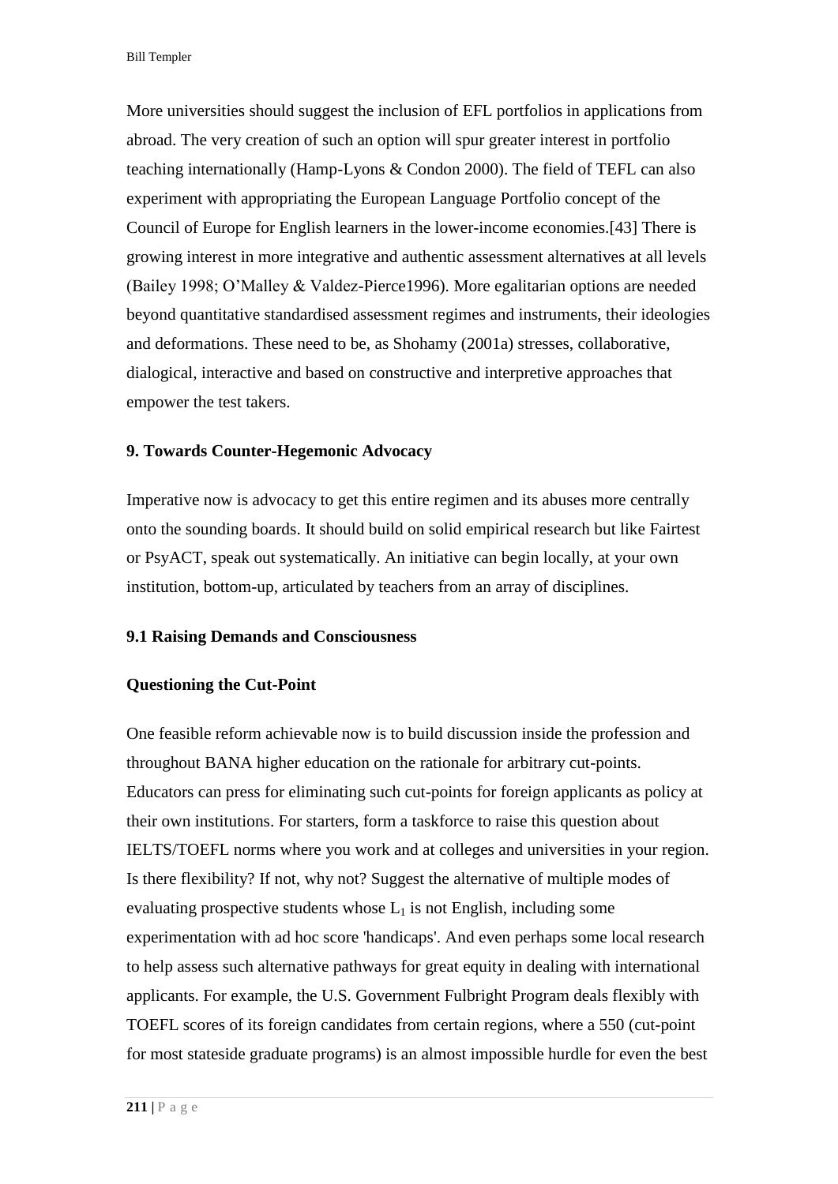More universities should suggest the inclusion of EFL portfolios in applications from abroad. The very creation of such an option will spur greater interest in portfolio teaching internationally (Hamp-Lyons & Condon 2000). The field of TEFL can also experiment with appropriating the European Language Portfolio concept of the Council of Europe for English learners in the lower-income economies.[43] There is growing interest in more integrative and authentic assessment alternatives at all levels (Bailey 1998; O'Malley & Valdez-Pierce1996). More egalitarian options are needed beyond quantitative standardised assessment regimes and instruments, their ideologies and deformations. These need to be, as Shohamy (2001a) stresses, collaborative, dialogical, interactive and based on constructive and interpretive approaches that empower the test takers.

## 9. Towards Counter-Hegemonic Advocacy

Imperative now is advocacy to get this entire regimen and its abuses more centrally onto the sounding boards. It should build on solid empirical research but like Fairtest or PsyACT, speak out systematically. An initiative can begin locally, at your own institution, bottom-up, articulated by teachers from an array of disciplines.

### 9.1 Raising Demands and Consciousness

**Questioning the Cut-Point**

One feasible reform achievable now is to build discussion inside the profession and throughout BANA higher education on the rationale for arbitrary cut-points. Educators can press for eliminating such cut-points for foreign applicants as policy at their own institutions. For starters, form a taskforce to raise this question about IELTS/TOEFL norms where you work and at colleges and universities in your region. Is there flexibility? If not, why not? Suggest the alternative of multiple modes of evaluating prospective students whose $L_1$ is not English, including some experimentation with ad hoc score 'handicaps'. And even perhaps some local research to help assess such alternative pathways for great equity in dealing with international applicants. For example, the U.S. Government Fulbright Program deals flexibly with TOEFL scores of its foreign candidates from certain regions, where a 550 (cut-point for most stateside graduate programs) is an almost impossible hurdle for even the best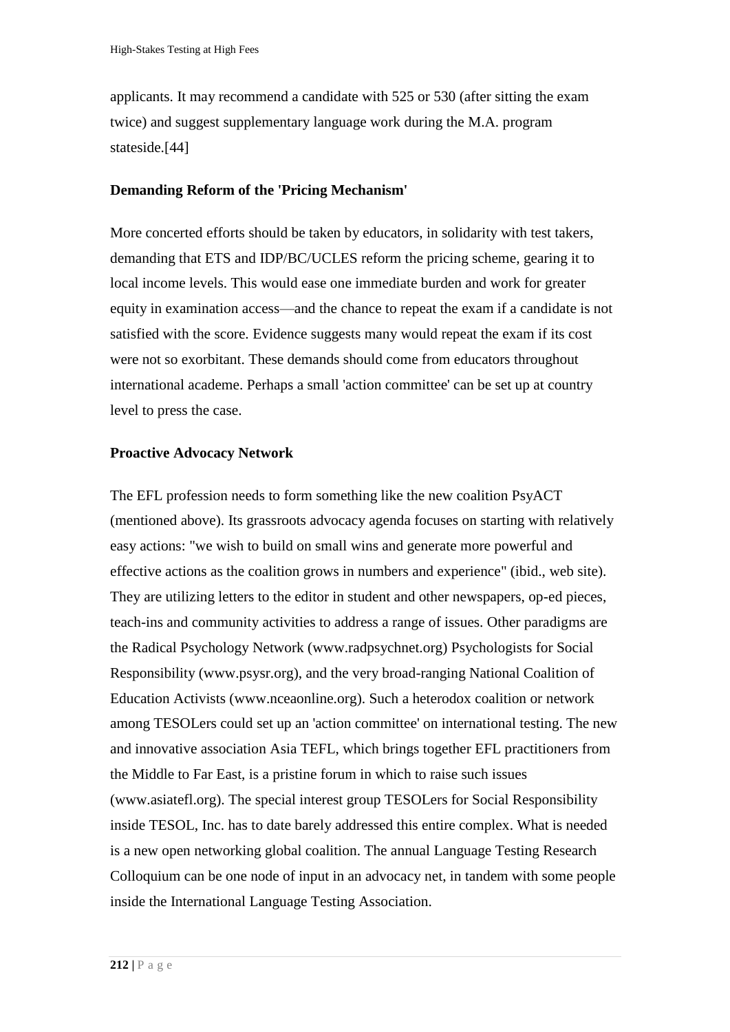applicants. It may recommend a candidate with 525 or 530 (after sitting the exam twice) and suggest supplementary language work during the M.A. program stateside.[44]

**Demanding Reform of the 'Pricing Mechanism'**

More concerted efforts should be taken by educators, in solidarity with test takers, demanding that ETS and IDP/BC/UCLES reform the pricing scheme, gearing it to local income levels. This would ease one immediate burden and work for greater equity in examination access—and the chance to repeat the exam if a candidate is not satisfied with the score. Evidence suggests many would repeat the exam if its cost were not so exorbitant. These demands should come from educators throughout international academe. Perhaps a small 'action committee' can be set up at country level to press the case.

**Proactive Advocacy Network**

The EFL profession needs to form something like the new coalition PsyACT (mentioned above). Its grassroots advocacy agenda focuses on starting with relatively easy actions: "we wish to build on small wins and generate more powerful and effective actions as the coalition grows in numbers and experience" (ibid., web site). They are utilizing letters to the editor in student and other newspapers, op-ed pieces, teach-ins and community activities to address a range of issues. Other paradigms are the Radical Psychology Network (www.radpsychnet.org) Psychologists for Social Responsibility (www.psysr.org), and the very broad-ranging National Coalition of Education Activists (www.nceaonline.org). Such a heterodox coalition or network among TESOLers could set up an 'action committee' on international testing. The new and innovative association Asia TEFL, which brings together EFL practitioners from the Middle to Far East, is a pristine forum in which to raise such issues (www.asiatefl.org). The special interest group TESOLers for Social Responsibility inside TESOL, Inc. has to date barely addressed this entire complex. What is needed is a new open networking global coalition. The annual Language Testing Research Colloquium can be one node of input in an advocacy net, in tandem with some people inside the International Language Testing Association.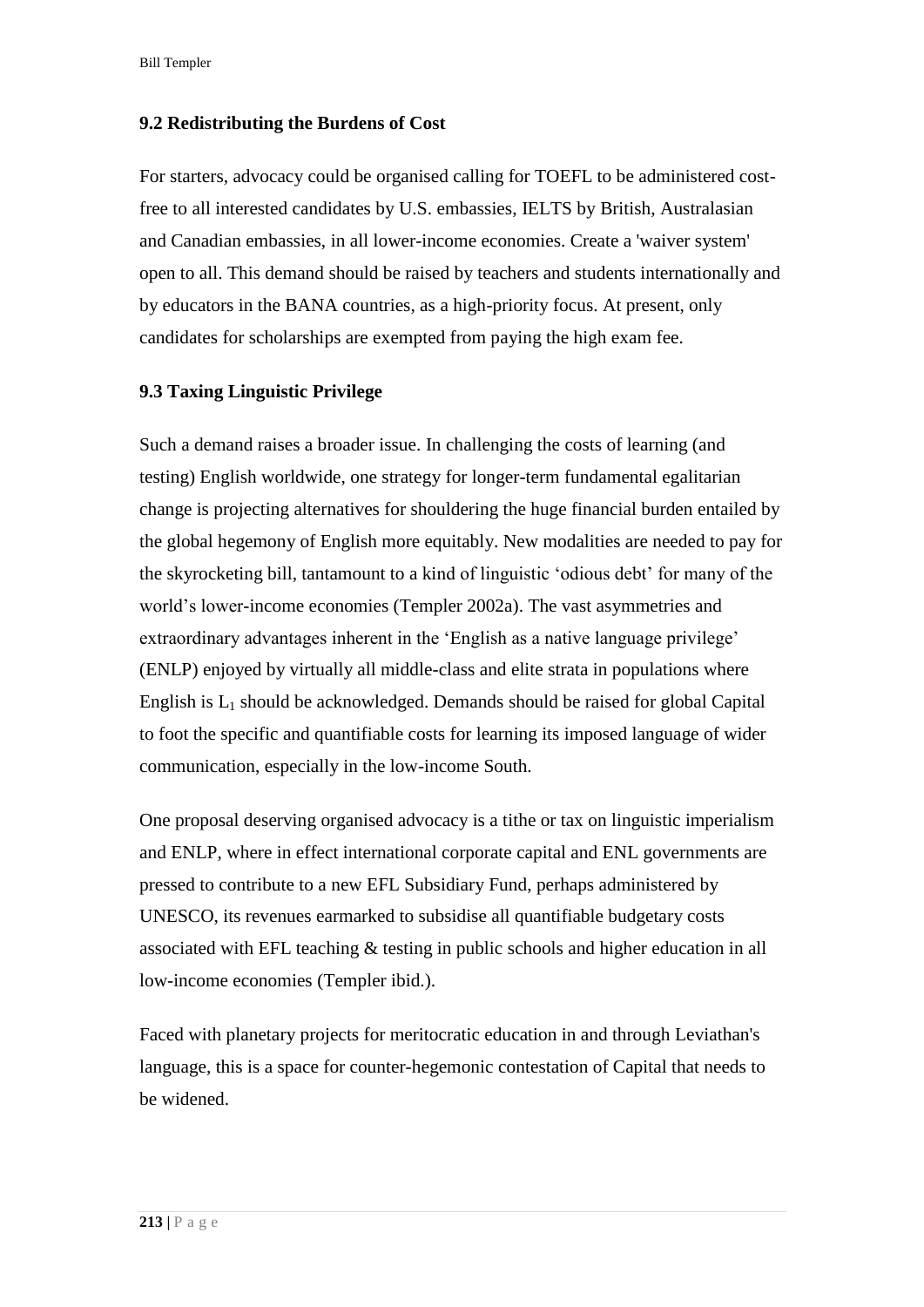### 9.2 Redistributing the Burdens of Cost

For starters, advocacy could be organised calling for TOEFL to be administered cost-free to all interested candidates by U.S. embassies, IELTS by British, Australasian and Canadian embassies, in all lower-income economies. Create a 'waiver system' open to all. This demand should be raised by teachers and students internationally and by educators in the BANA countries, as a high-priority focus. At present, only candidates for scholarships are exempted from paying the high exam fee.

### 9.3 Taxing Linguistic Privilege

Such a demand raises a broader issue. In challenging the costs of learning (and testing) English worldwide, one strategy for longer-term fundamental egalitarian change is projecting alternatives for shouldering the huge financial burden entailed by the global hegemony of English more equitably. New modalities are needed to pay for the skyrocketing bill, tantamount to a kind of linguistic 'odious debt' for many of the world's lower-income economies (Templer 2002a). The vast asymmetries and extraordinary advantages inherent in the 'English as a native language privilege' (ENLP) enjoyed by virtually all middle-class and elite strata in populations where English is $L_1$ should be acknowledged. Demands should be raised for global Capital to foot the specific and quantifiable costs for learning its imposed language of wider communication, especially in the low-income South.

One proposal deserving organised advocacy is a tithe or tax on linguistic imperialism and ENLP, where in effect international corporate capital and ENL governments are pressed to contribute to a new EFL Subsidiary Fund, perhaps administered by UNESCO, its revenues earmarked to subsidise all quantifiable budgetary costs associated with EFL teaching & testing in public schools and higher education in all low-income economies (Templer ibid.).

Faced with planetary projects for meritocratic education in and through Leviathan's language, this is a space for counter-hegemonic contestation of Capital that needs to be widened.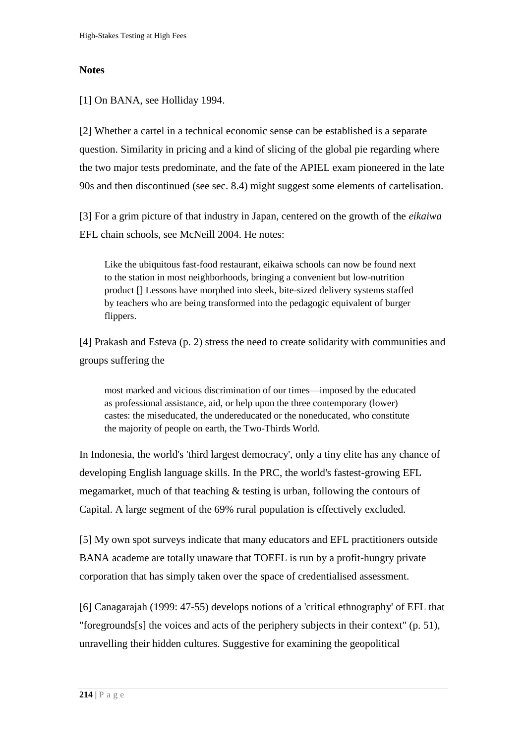**Notes**

[1] On BANA, see Holliday 1994.

[2] Whether a cartel in a technical economic sense can be established is a separate question. Similarity in pricing and a kind of slicing of the global pie regarding where the two major tests predominate, and the fate of the APIEL exam pioneered in the late 90s and then discontinued (see sec. 8.4) might suggest some elements of cartelisation.

[3] For a grim picture of that industry in Japan, centered on the growth of the *eikaiwa* EFL chain schools, see McNeill 2004. He notes:

> Like the ubiquitous fast-food restaurant, eikaiwa schools can now be found next to the station in most neighborhoods, bringing a convenient but low-nutrition product [] Lessons have morphed into sleek, bite-sized delivery systems staffed by teachers who are being transformed into the pedagogic equivalent of burger flippers.

[4] Prakash and Esteva (p. 2) stress the need to create solidarity with communities and groups suffering the

> most marked and vicious discrimination of our times—imposed by the educated as professional assistance, aid, or help upon the three contemporary (lower) castes: the miseducated, the undereducated or the noneducated, who constitute the majority of people on earth, the Two-Thirds World.

In Indonesia, the world's 'third largest democracy', only a tiny elite has any chance of developing English language skills. In the PRC, the world's fastest-growing EFL megamarket, much of that teaching & testing is urban, following the contours of Capital. A large segment of the 69% rural population is effectively excluded.

[5] My own spot surveys indicate that many educators and EFL practitioners outside BANA academe are totally unaware that TOEFL is run by a profit-hungry private corporation that has simply taken over the space of credentialised assessment.

[6] Canagarajah (1999: 47-55) develops notions of a 'critical ethnography' of EFL that "foregrounds[s] the voices and acts of the periphery subjects in their context" (p. 51), unravelling their hidden cultures. Suggestive for examining the geopolitical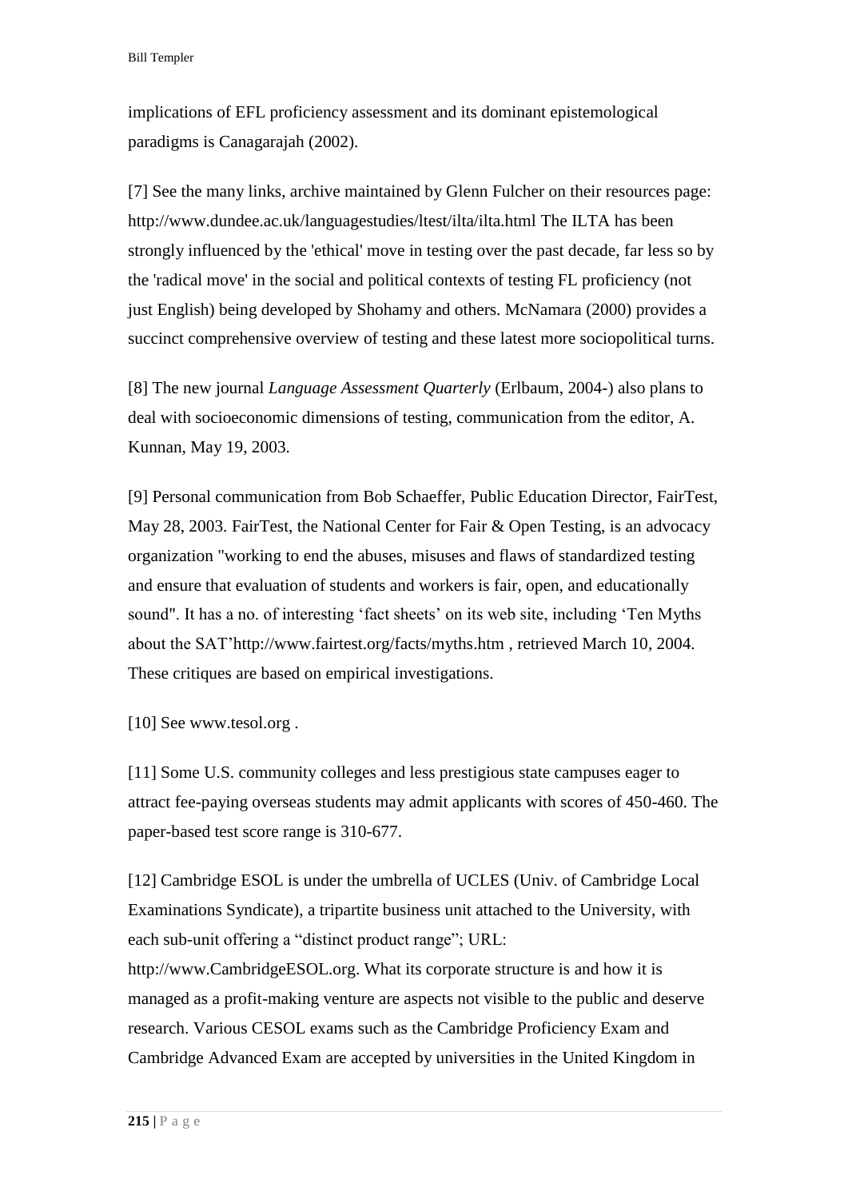implications of EFL proficiency assessment and its dominant epistemological paradigms is Canagarajah (2002).

[7] See the many links, archive maintained by Glenn Fulcher on their resources page: http://www.dundee.ac.uk/languagestudies/ltest/ilta/ilta.html The ILTA has been strongly influenced by the 'ethical' move in testing over the past decade, far less so by the 'radical move' in the social and political contexts of testing FL proficiency (not just English) being developed by Shohamy and others. McNamara (2000) provides a succinct comprehensive overview of testing and these latest more sociopolitical turns.

[8] The new journal *Language Assessment Quarterly* (Erlbaum, 2004-) also plans to deal with socioeconomic dimensions of testing, communication from the editor, A. Kunnan, May 19, 2003.

[9] Personal communication from Bob Schaeffer, Public Education Director, FairTest, May 28, 2003. FairTest, the National Center for Fair & Open Testing, is an advocacy organization "working to end the abuses, misuses and flaws of standardized testing and ensure that evaluation of students and workers is fair, open, and educationally sound". It has a no. of interesting 'fact sheets' on its web site, including 'Ten Myths about the SAT'http://www.fairtest.org/facts/myths.htm , retrieved March 10, 2004. These critiques are based on empirical investigations.

[10] See www.tesol.org .

[11] Some U.S. community colleges and less prestigious state campuses eager to attract fee-paying overseas students may admit applicants with scores of 450-460. The paper-based test score range is 310-677.

[12] Cambridge ESOL is under the umbrella of UCLES (Univ. of Cambridge Local Examinations Syndicate), a tripartite business unit attached to the University, with each sub-unit offering a "distinct product range"; URL: http://www.CambridgeESOL.org. What its corporate structure is and how it is managed as a profit-making venture are aspects not visible to the public and deserve research. Various CESOL exams such as the Cambridge Proficiency Exam and Cambridge Advanced Exam are accepted by universities in the United Kingdom in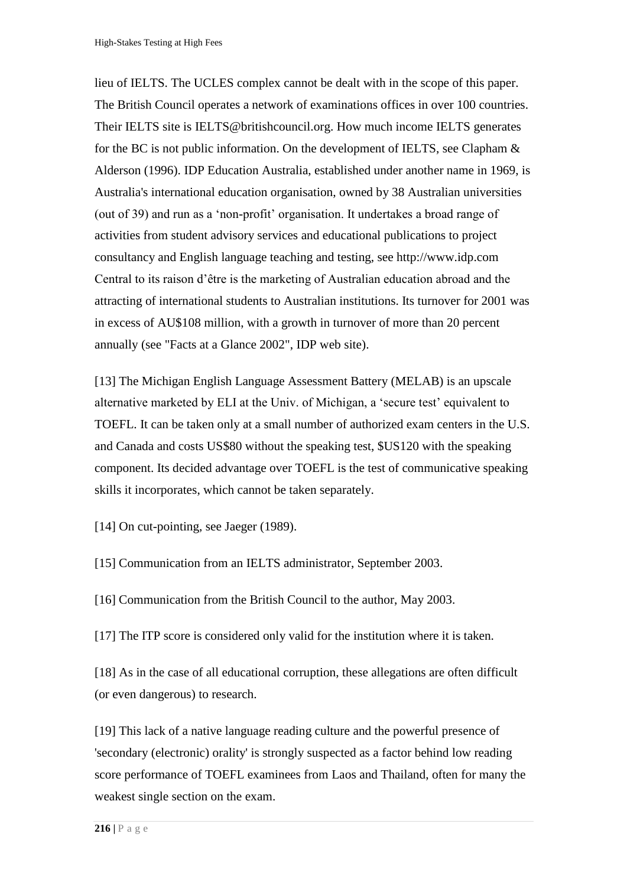lieu of IELTS. The UCLES complex cannot be dealt with in the scope of this paper. The British Council operates a network of examinations offices in over 100 countries. Their IELTS site is IELTS@britishcouncil.org. How much income IELTS generates for the BC is not public information. On the development of IELTS, see Clapham & Alderson (1996). IDP Education Australia, established under another name in 1969, is Australia's international education organisation, owned by 38 Australian universities (out of 39) and run as a 'non-profit' organisation. It undertakes a broad range of activities from student advisory services and educational publications to project consultancy and English language teaching and testing, see http://www.idp.com Central to its raison d'être is the marketing of Australian education abroad and the attracting of international students to Australian institutions. Its turnover for 2001 was in excess of AU$108 million, with a growth in turnover of more than 20 percent annually (see "Facts at a Glance 2002", IDP web site).

[13] The Michigan English Language Assessment Battery (MELAB) is an upscale alternative marketed by ELI at the Univ. of Michigan, a 'secure test' equivalent to TOEFL. It can be taken only at a small number of authorized exam centers in the U.S. and Canada and costs US$80 without the speaking test, $US120 with the speaking component. Its decided advantage over TOEFL is the test of communicative speaking skills it incorporates, which cannot be taken separately.

[14] On cut-pointing, see Jaeger (1989).

[15] Communication from an IELTS administrator, September 2003.

[16] Communication from the British Council to the author, May 2003.

[17] The ITP score is considered only valid for the institution where it is taken.

[18] As in the case of all educational corruption, these allegations are often difficult (or even dangerous) to research.

[19] This lack of a native language reading culture and the powerful presence of 'secondary (electronic) orality' is strongly suspected as a factor behind low reading score performance of TOEFL examinees from Laos and Thailand, often for many the weakest single section on the exam.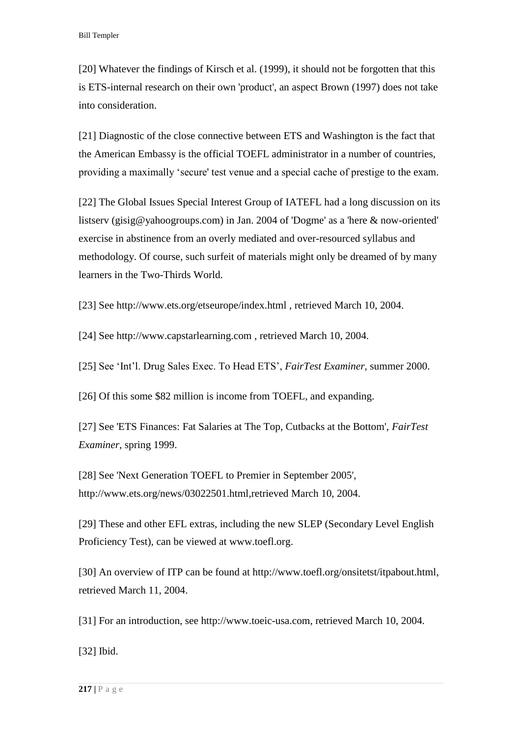[20] Whatever the findings of Kirsch et al. (1999), it should not be forgotten that this is ETS-internal research on their own 'product', an aspect Brown (1997) does not take into consideration.

[21] Diagnostic of the close connective between ETS and Washington is the fact that the American Embassy is the official TOEFL administrator in a number of countries, providing a maximally 'secure' test venue and a special cache of prestige to the exam.

[22] The Global Issues Special Interest Group of IATEFL had a long discussion on its listserv (gisig@yahoogroups.com) in Jan. 2004 of 'Dogme' as a 'here & now-oriented' exercise in abstinence from an overly mediated and over-resourced syllabus and methodology. Of course, such surfeit of materials might only be dreamed of by many learners in the Two-Thirds World.

[23] See http://www.ets.org/etseurope/index.html , retrieved March 10, 2004.

[24] See http://www.capstarlearning.com , retrieved March 10, 2004.

[25] See 'Int'l. Drug Sales Exec. To Head ETS', *FairTest Examiner*, summer 2000.

[26] Of this some $82 million is income from TOEFL, and expanding.

[27] See 'ETS Finances: Fat Salaries at The Top, Cutbacks at the Bottom', *FairTest Examiner*, spring 1999.

[28] See 'Next Generation TOEFL to Premier in September 2005', http://www.ets.org/news/03022501.html,retrieved March 10, 2004.

[29] These and other EFL extras, including the new SLEP (Secondary Level English Proficiency Test), can be viewed at www.toefl.org.

[30] An overview of ITP can be found at http://www.toefl.org/onsitetst/itpabout.html, retrieved March 11, 2004.

[31] For an introduction, see http://www.toeic-usa.com, retrieved March 10, 2004.

[32] Ibid.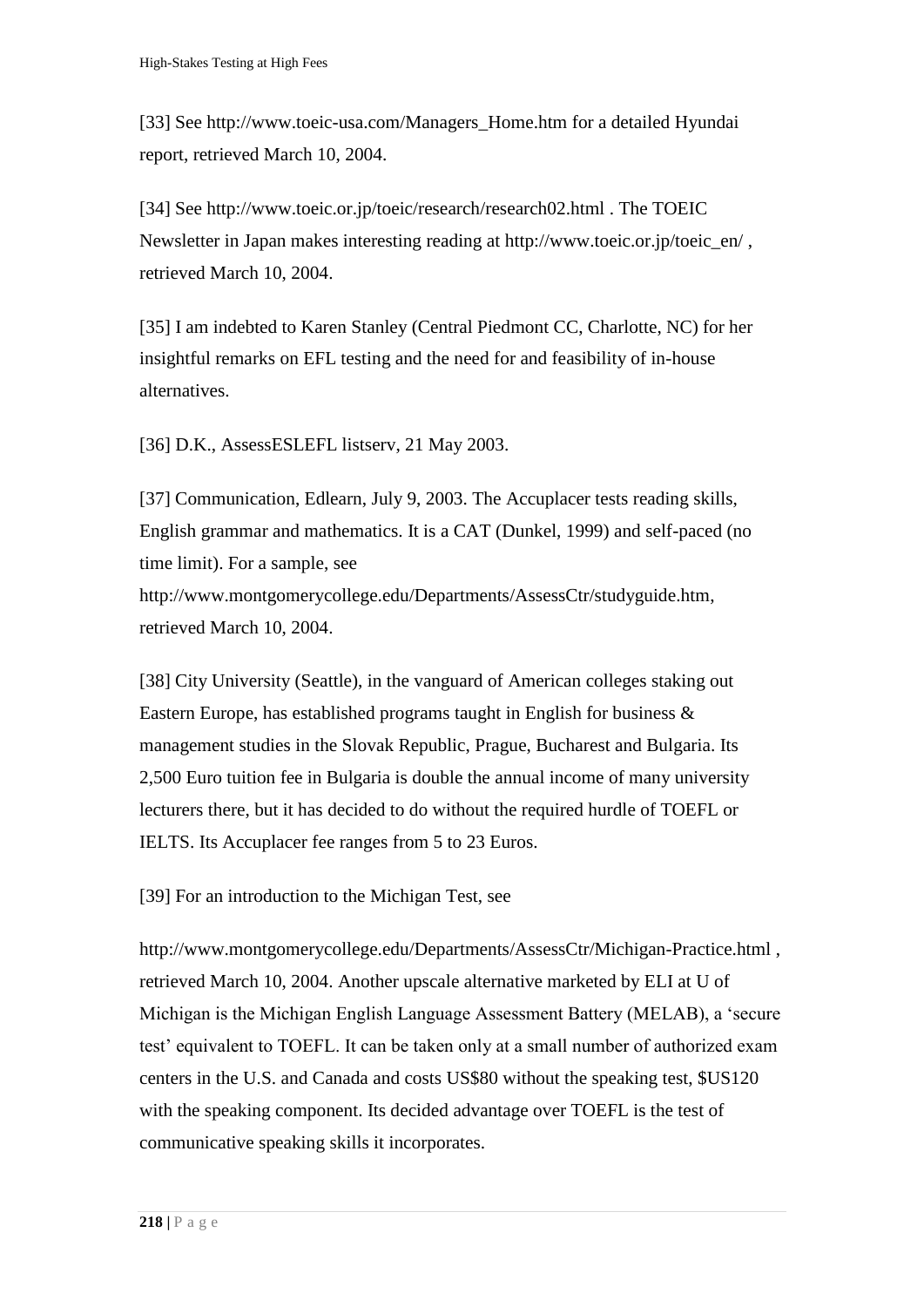[33] See http://www.toeic-usa.com/Managers_Home.htm for a detailed Hyundai report, retrieved March 10, 2004.

[34] See http://www.toeic.or.jp/toeic/research/research02.html . The TOEIC Newsletter in Japan makes interesting reading at http://www.toeic.or.jp/toeic_en/ , retrieved March 10, 2004.

[35] I am indebted to Karen Stanley (Central Piedmont CC, Charlotte, NC) for her insightful remarks on EFL testing and the need for and feasibility of in-house alternatives.

[36] D.K., AssessESLEFL listserv, 21 May 2003.

[37] Communication, Edlearn, July 9, 2003. The Accuplacer tests reading skills, English grammar and mathematics. It is a CAT (Dunkel, 1999) and self-paced (no time limit). For a sample, see http://www.montgomerycollege.edu/Departments/AssessCtr/studyguide.htm, retrieved March 10, 2004.

[38] City University (Seattle), in the vanguard of American colleges staking out Eastern Europe, has established programs taught in English for business & management studies in the Slovak Republic, Prague, Bucharest and Bulgaria. Its 2,500 Euro tuition fee in Bulgaria is double the annual income of many university lecturers there, but it has decided to do without the required hurdle of TOEFL or IELTS. Its Accuplacer fee ranges from 5 to 23 Euros.

[39] For an introduction to the Michigan Test, see

http://www.montgomerycollege.edu/Departments/AssessCtr/Michigan-Practice.html , retrieved March 10, 2004. Another upscale alternative marketed by ELI at U of Michigan is the Michigan English Language Assessment Battery (MELAB), a 'secure test' equivalent to TOEFL. It can be taken only at a small number of authorized exam centers in the U.S. and Canada and costs US$80 without the speaking test, $US120 with the speaking component. Its decided advantage over TOEFL is the test of communicative speaking skills it incorporates.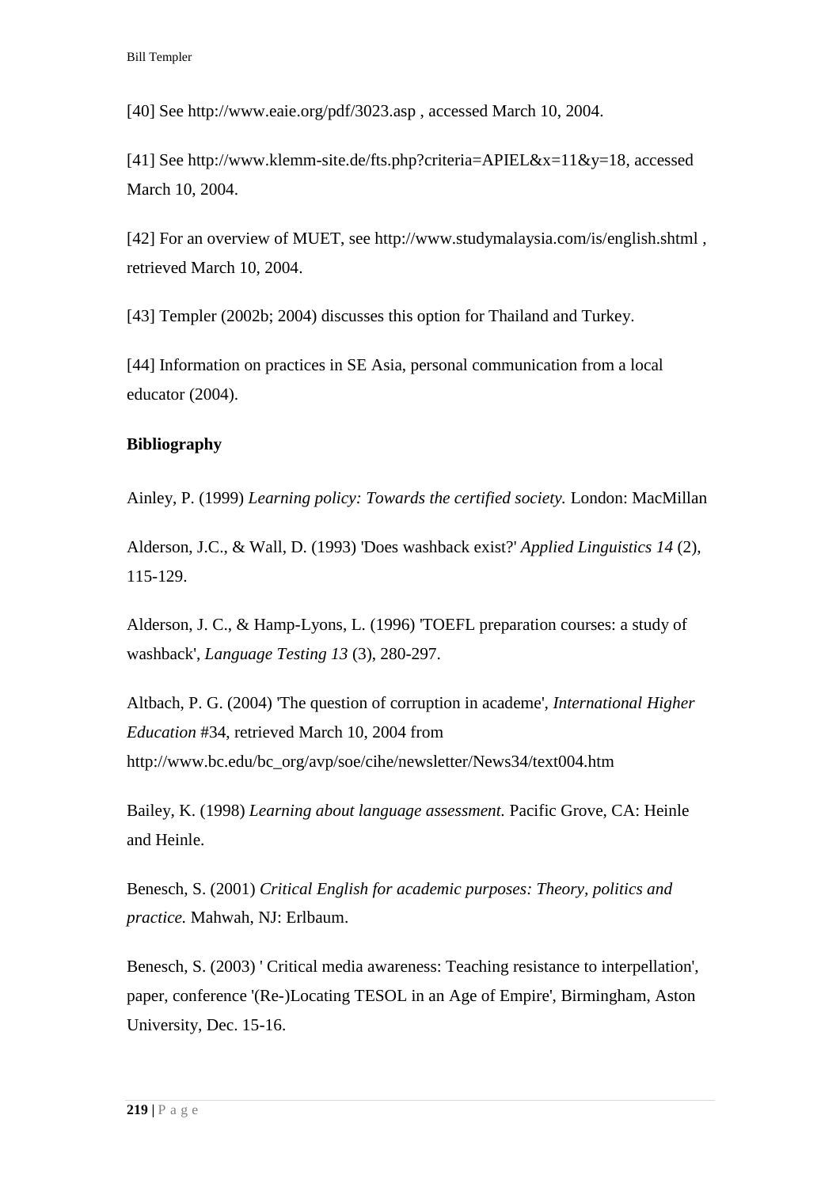[40] See http://www.eaie.org/pdf/3023.asp , accessed March 10, 2004.

[41] See http://www.klemm-site.de/fts.php?criteria=APIEL&x=11&y=18, accessed March 10, 2004.

[42] For an overview of MUET, see http://www.studymalaysia.com/is/english.shtml , retrieved March 10, 2004.

[43] Templer (2002b; 2004) discusses this option for Thailand and Turkey.

[44] Information on practices in SE Asia, personal communication from a local educator (2004).

**Bibliography**

Ainley, P. (1999) *Learning policy: Towards the certified society.* London: MacMillan

Alderson, J.C., & Wall, D. (1993) 'Does washback exist?' *Applied Linguistics 14* (2), 115-129.

Alderson, J. C., & Hamp-Lyons, L. (1996) 'TOEFL preparation courses: a study of washback', *Language Testing 13* (3), 280-297.

Altbach, P. G. (2004) 'The question of corruption in academe', *International Higher Education* #34, retrieved March 10, 2004 from http://www.bc.edu/bc_org/avp/soe/cihe/newsletter/News34/text004.htm

Bailey, K. (1998) *Learning about language assessment.* Pacific Grove, CA: Heinle and Heinle.

Benesch, S. (2001) *Critical English for academic purposes: Theory, politics and practice.* Mahwah, NJ: Erlbaum.

Benesch, S. (2003) ' Critical media awareness: Teaching resistance to interpellation', paper, conference '(Re-)Locating TESOL in an Age of Empire', Birmingham, Aston University, Dec. 15-16.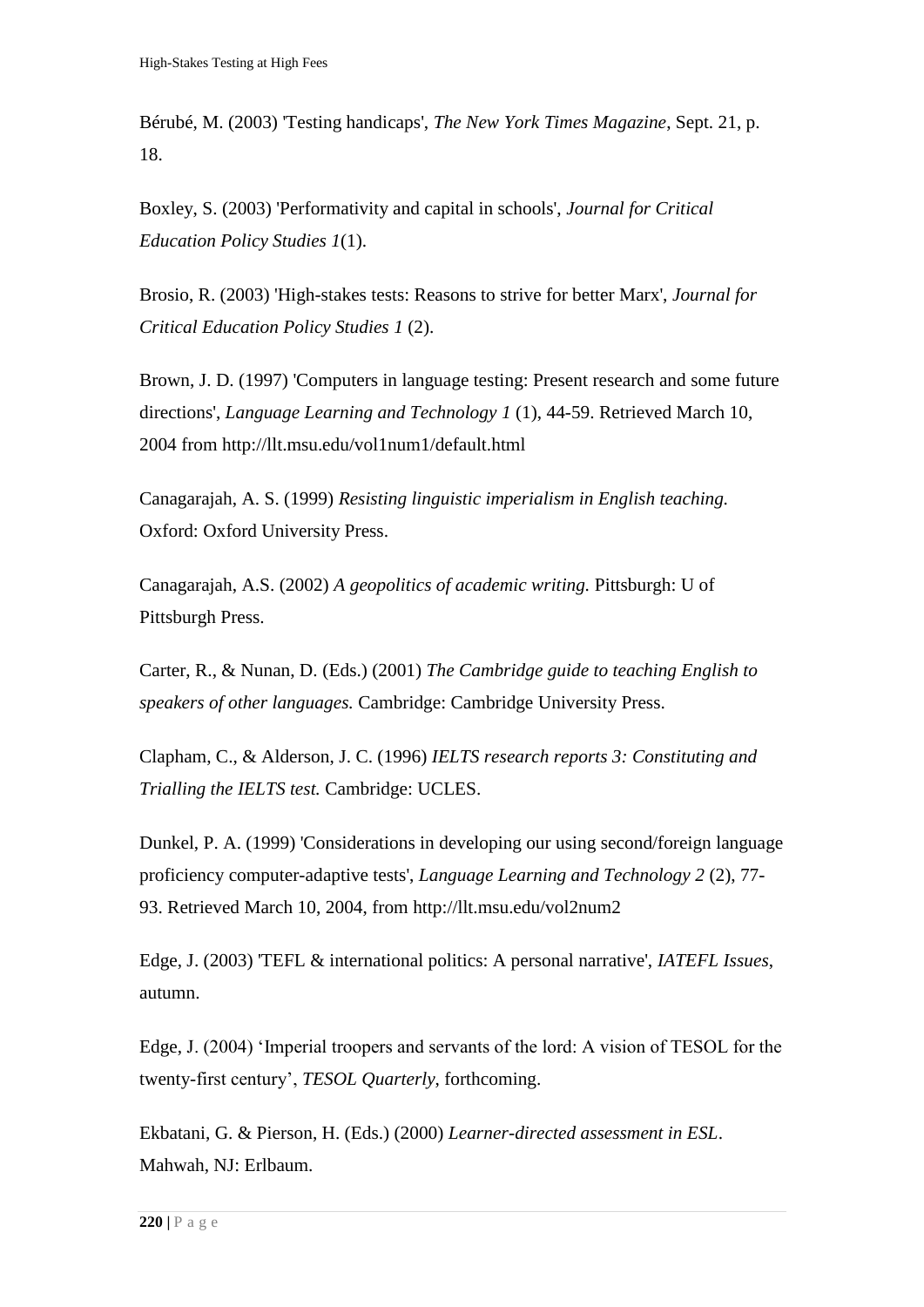Bérubé, M. (2003) 'Testing handicaps', *The New York Times Magazine*, Sept. 21, p. 18.

Boxley, S. (2003) 'Performativity and capital in schools', *Journal for Critical Education Policy Studies 1*(1).

Brosio, R. (2003) 'High-stakes tests: Reasons to strive for better Marx', *Journal for Critical Education Policy Studies 1* (2).

Brown, J. D. (1997) 'Computers in language testing: Present research and some future directions', *Language Learning and Technology 1* (1), 44-59. Retrieved March 10, 2004 from http://llt.msu.edu/vol1num1/default.html

Canagarajah, A. S. (1999) *Resisting linguistic imperialism in English teaching.* Oxford: Oxford University Press.

Canagarajah, A.S. (2002) *A geopolitics of academic writing.* Pittsburgh: U of Pittsburgh Press.

Carter, R., & Nunan, D. (Eds.) (2001) *The Cambridge guide to teaching English to speakers of other languages.* Cambridge: Cambridge University Press.

Clapham, C., & Alderson, J. C. (1996) *IELTS research reports 3: Constituting and Trialling the IELTS test.* Cambridge: UCLES.

Dunkel, P. A. (1999) 'Considerations in developing our using second/foreign language proficiency computer-adaptive tests', *Language Learning and Technology 2* (2), 77-93. Retrieved March 10, 2004, from http://llt.msu.edu/vol2num2

Edge, J. (2003) 'TEFL & international politics: A personal narrative', *IATEFL Issues*, autumn.

Edge, J. (2004) 'Imperial troopers and servants of the lord: A vision of TESOL for the twenty-first century', *TESOL Quarterly*, forthcoming.

Ekbatani, G. & Pierson, H. (Eds.) (2000) *Learner-directed assessment in ESL*. Mahwah, NJ: Erlbaum.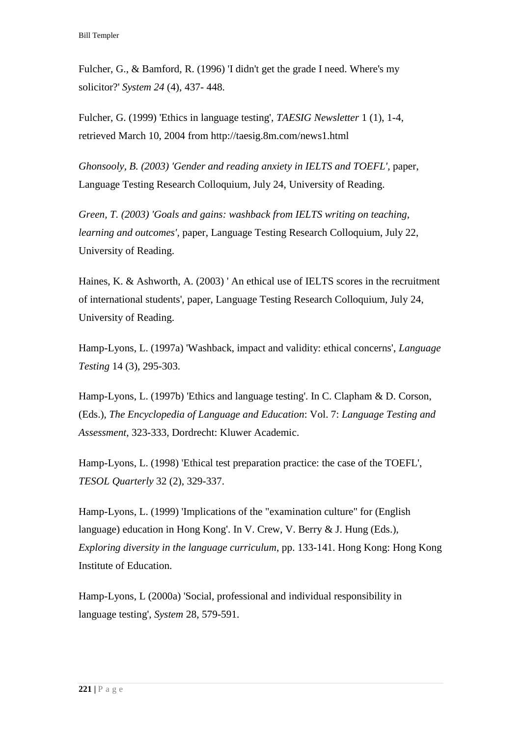Fulcher, G., & Bamford, R. (1996) 'I didn't get the grade I need. Where's my solicitor?' *System 24* (4), 437- 448.

Fulcher, G. (1999) 'Ethics in language testing', *TAESIG Newsletter* 1 (1), 1-4, retrieved March 10, 2004 from http://taesig.8m.com/news1.html

*Ghonsooly, B. (2003) 'Gender and reading anxiety in IELTS and TOEFL'*, paper, Language Testing Research Colloquium, July 24, University of Reading.

*Green, T. (2003) 'Goals and gains: washback from IELTS writing on teaching, learning and outcomes'*, paper, Language Testing Research Colloquium, July 22, University of Reading.

Haines, K. & Ashworth, A. (2003) ' An ethical use of IELTS scores in the recruitment of international students', paper, Language Testing Research Colloquium, July 24, University of Reading.

Hamp-Lyons, L. (1997a) 'Washback, impact and validity: ethical concerns', *Language Testing* 14 (3), 295-303.

Hamp-Lyons, L. (1997b) 'Ethics and language testing'. In C. Clapham & D. Corson, (Eds.), *The Encyclopedia of Language and Education*: Vol. 7: *Language Testing and Assessment*, 323-333, Dordrecht: Kluwer Academic.

Hamp-Lyons, L. (1998) 'Ethical test preparation practice: the case of the TOEFL', *TESOL Quarterly* 32 (2), 329-337.

Hamp-Lyons, L. (1999) 'Implications of the "examination culture" for (English language) education in Hong Kong'. In V. Crew, V. Berry & J. Hung (Eds.), *Exploring diversity in the language curriculum*, pp. 133-141. Hong Kong: Hong Kong Institute of Education.

Hamp-Lyons, L (2000a) 'Social, professional and individual responsibility in language testing', *System* 28, 579-591.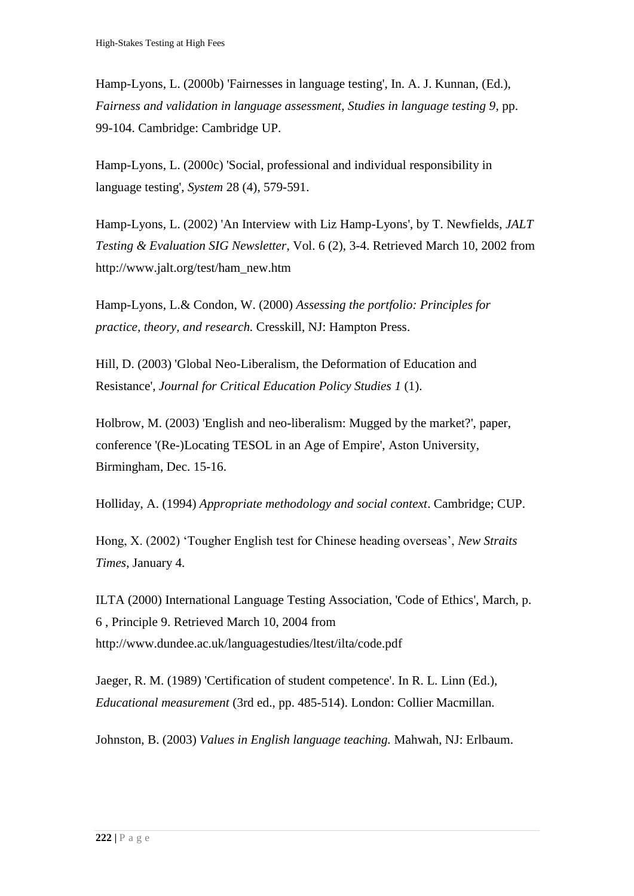Hamp-Lyons, L. (2000b) 'Fairnesses in language testing', In. A. J. Kunnan, (Ed.), *Fairness and validation in language assessment, Studies in language testing 9*, pp. 99-104. Cambridge: Cambridge UP.

Hamp-Lyons, L. (2000c) 'Social, professional and individual responsibility in language testing', *System* 28 (4), 579-591.

Hamp-Lyons, L. (2002) 'An Interview with Liz Hamp-Lyons', by T. Newfields, *JALT Testing & Evaluation SIG Newsletter*, Vol. 6 (2), 3-4. Retrieved March 10, 2002 from http://www.jalt.org/test/ham_new.htm

Hamp-Lyons, L.& Condon, W. (2000) *Assessing the portfolio: Principles for practice, theory, and research.* Cresskill, NJ: Hampton Press.

Hill, D. (2003) 'Global Neo-Liberalism, the Deformation of Education and Resistance', *Journal for Critical Education Policy Studies 1* (1).

Holbrow, M. (2003) 'English and neo-liberalism: Mugged by the market?', paper, conference '(Re-)Locating TESOL in an Age of Empire', Aston University, Birmingham, Dec. 15-16.

Holliday, A. (1994) *Appropriate methodology and social context*. Cambridge; CUP.

Hong, X. (2002) 'Tougher English test for Chinese heading overseas', *New Straits Times*, January 4.

ILTA (2000) International Language Testing Association, 'Code of Ethics', March, p. 6 , Principle 9. Retrieved March 10, 2004 from http://www.dundee.ac.uk/languagestudies/ltest/ilta/code.pdf

Jaeger, R. M. (1989) 'Certification of student competence'. In R. L. Linn (Ed.), *Educational measurement* (3rd ed., pp. 485-514). London: Collier Macmillan.

Johnston, B. (2003) *Values in English language teaching.* Mahwah, NJ: Erlbaum.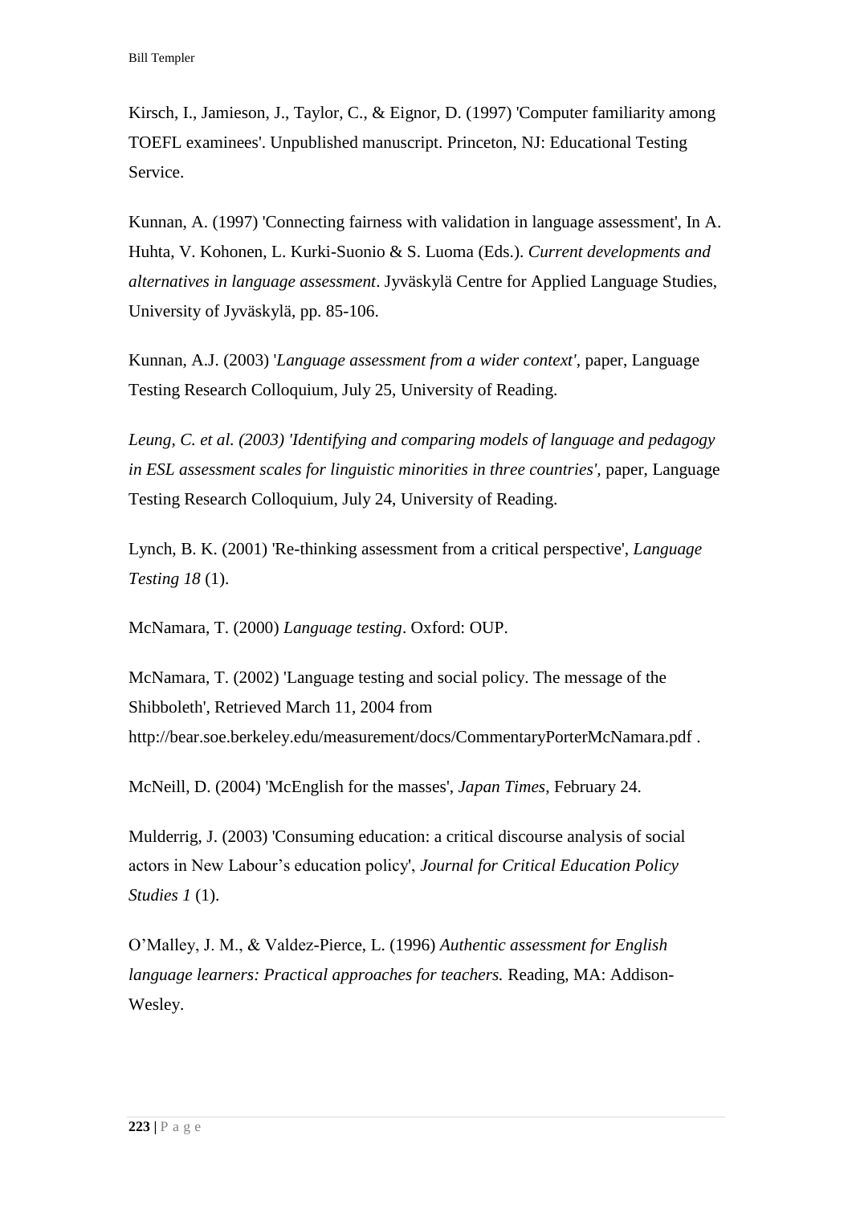Kirsch, I., Jamieson, J., Taylor, C., & Eignor, D. (1997) 'Computer familiarity among TOEFL examinees'. Unpublished manuscript. Princeton, NJ: Educational Testing Service.

Kunnan, A. (1997) 'Connecting fairness with validation in language assessment', In A. Huhta, V. Kohonen, L. Kurki-Suonio & S. Luoma (Eds.). *Current developments and alternatives in language assessment*. Jyväskylä Centre for Applied Language Studies, University of Jyväskylä, pp. 85-106.

Kunnan, A.J. (2003) '*Language assessment from a wider context'*, paper, Language Testing Research Colloquium, July 25, University of Reading.

*Leung, C. et al. (2003) 'Identifying and comparing models of language and pedagogy in ESL assessment scales for linguistic minorities in three countries'*, paper, Language Testing Research Colloquium, July 24, University of Reading.

Lynch, B. K. (2001) 'Re-thinking assessment from a critical perspective', *Language Testing 18* (1).

McNamara, T. (2000) *Language testing*. Oxford: OUP.

McNamara, T. (2002) 'Language testing and social policy. The message of the Shibboleth', Retrieved March 11, 2004 from http://bear.soe.berkeley.edu/measurement/docs/CommentaryPorterMcNamara.pdf .

McNeill, D. (2004) 'McEnglish for the masses', *Japan Times*, February 24.

Mulderrig, J. (2003) 'Consuming education: a critical discourse analysis of social actors in New Labour's education policy', *Journal for Critical Education Policy Studies 1* (1).

O'Malley, J. M., & Valdez-Pierce, L. (1996) *Authentic assessment for English language learners: Practical approaches for teachers.* Reading, MA: Addison-Wesley.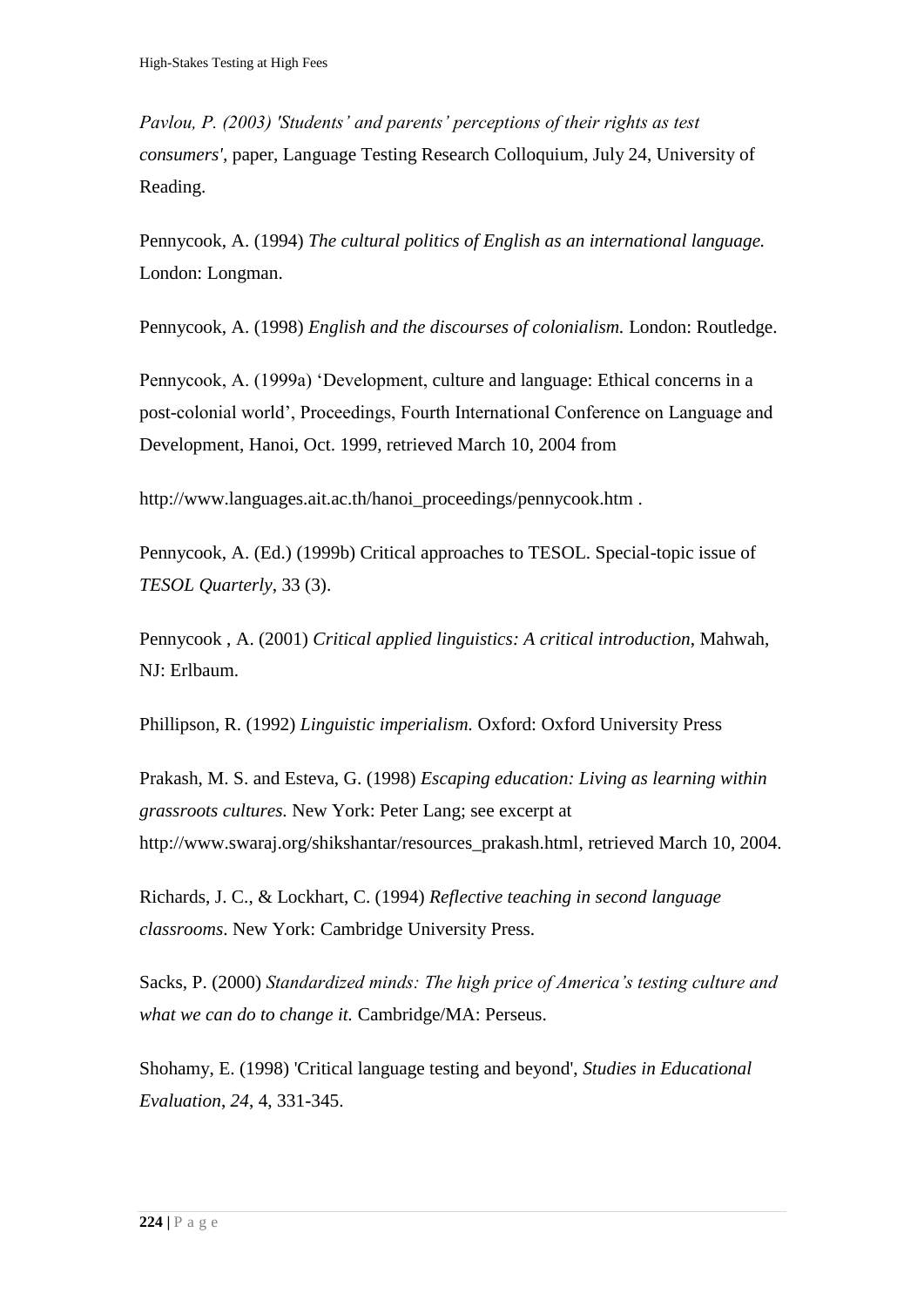*Pavlou, P. (2003) 'Students' and parents' perceptions of their rights as test consumers'*, paper, Language Testing Research Colloquium, July 24, University of Reading.

Pennycook, A. (1994) *The cultural politics of English as an international language.* London: Longman.

Pennycook, A. (1998) *English and the discourses of colonialism.* London: Routledge.

Pennycook, A. (1999a) 'Development, culture and language: Ethical concerns in a post-colonial world', Proceedings, Fourth International Conference on Language and Development, Hanoi, Oct. 1999, retrieved March 10, 2004 from

http://www.languages.ait.ac.th/hanoi_proceedings/pennycook.htm .

Pennycook, A. (Ed.) (1999b) Critical approaches to TESOL. Special-topic issue of *TESOL Quarterly*, 33 (3).

Pennycook , A. (2001) *Critical applied linguistics: A critical introduction*, Mahwah, NJ: Erlbaum.

Phillipson, R. (1992) *Linguistic imperialism.* Oxford: Oxford University Press

Prakash, M. S. and Esteva, G. (1998) *Escaping education: Living as learning within grassroots cultures.* New York: Peter Lang; see excerpt at http://www.swaraj.org/shikshantar/resources_prakash.html, retrieved March 10, 2004.

Richards, J. C., & Lockhart, C. (1994) *Reflective teaching in second language classrooms*. New York: Cambridge University Press.

Sacks, P. (2000) *Standardized minds: The high price of America's testing culture and what we can do to change it.* Cambridge/MA: Perseus.

Shohamy, E. (1998) 'Critical language testing and beyond', *Studies in Educational Evaluation*, *24*, 4, 331-345.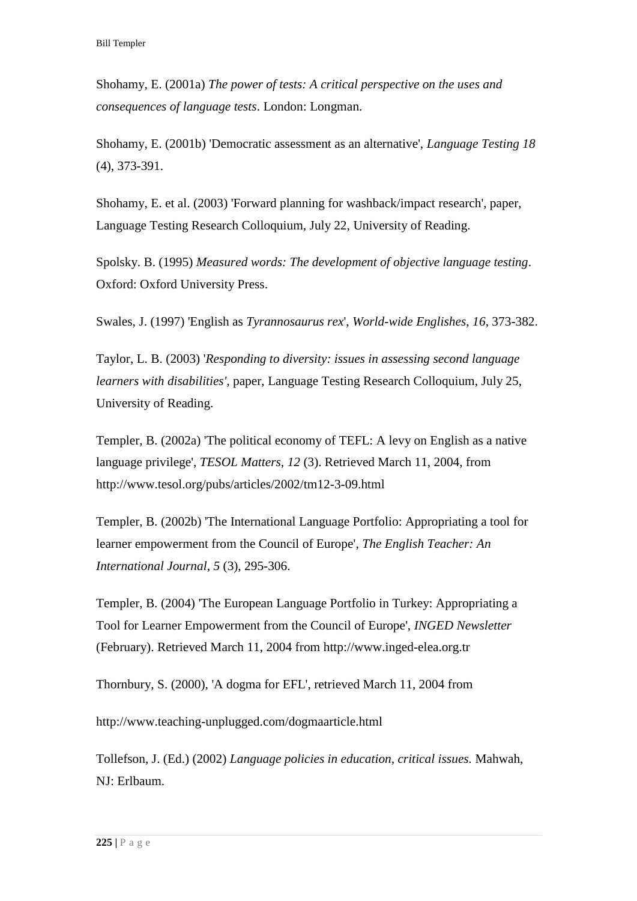Shohamy, E. (2001a) *The power of tests: A critical perspective on the uses and consequences of language tests*. London: Longman.

Shohamy, E. (2001b) 'Democratic assessment as an alternative', *Language Testing 18* (4), 373-391.

Shohamy, E. et al. (2003) 'Forward planning for washback/impact research', paper, Language Testing Research Colloquium, July 22, University of Reading.

Spolsky. B. (1995) *Measured words: The development of objective language testing*. Oxford: Oxford University Press.

Swales, J. (1997) 'English as *Tyrannosaurus rex*', *World-wide Englishes, 16*, 373-382.

Taylor, L. B. (2003) '*Responding to diversity: issues in assessing second language learners with disabilities'*, paper, Language Testing Research Colloquium, July 25, University of Reading.

Templer, B. (2002a) 'The political economy of TEFL: A levy on English as a native language privilege', *TESOL Matters, 12* (3). Retrieved March 11, 2004, from http://www.tesol.org/pubs/articles/2002/tm12-3-09.html

Templer, B. (2002b) 'The International Language Portfolio: Appropriating a tool for learner empowerment from the Council of Europe', *The English Teacher: An International Journal, 5* (3), 295-306.

Templer, B. (2004) 'The European Language Portfolio in Turkey: Appropriating a Tool for Learner Empowerment from the Council of Europe', *INGED Newsletter* (February). Retrieved March 11, 2004 from http://www.inged-elea.org.tr

Thornbury, S. (2000), 'A dogma for EFL', retrieved March 11, 2004 from

http://www.teaching-unplugged.com/dogmaarticle.html

Tollefson, J. (Ed.) (2002) *Language policies in education, critical issues.* Mahwah, NJ: Erlbaum.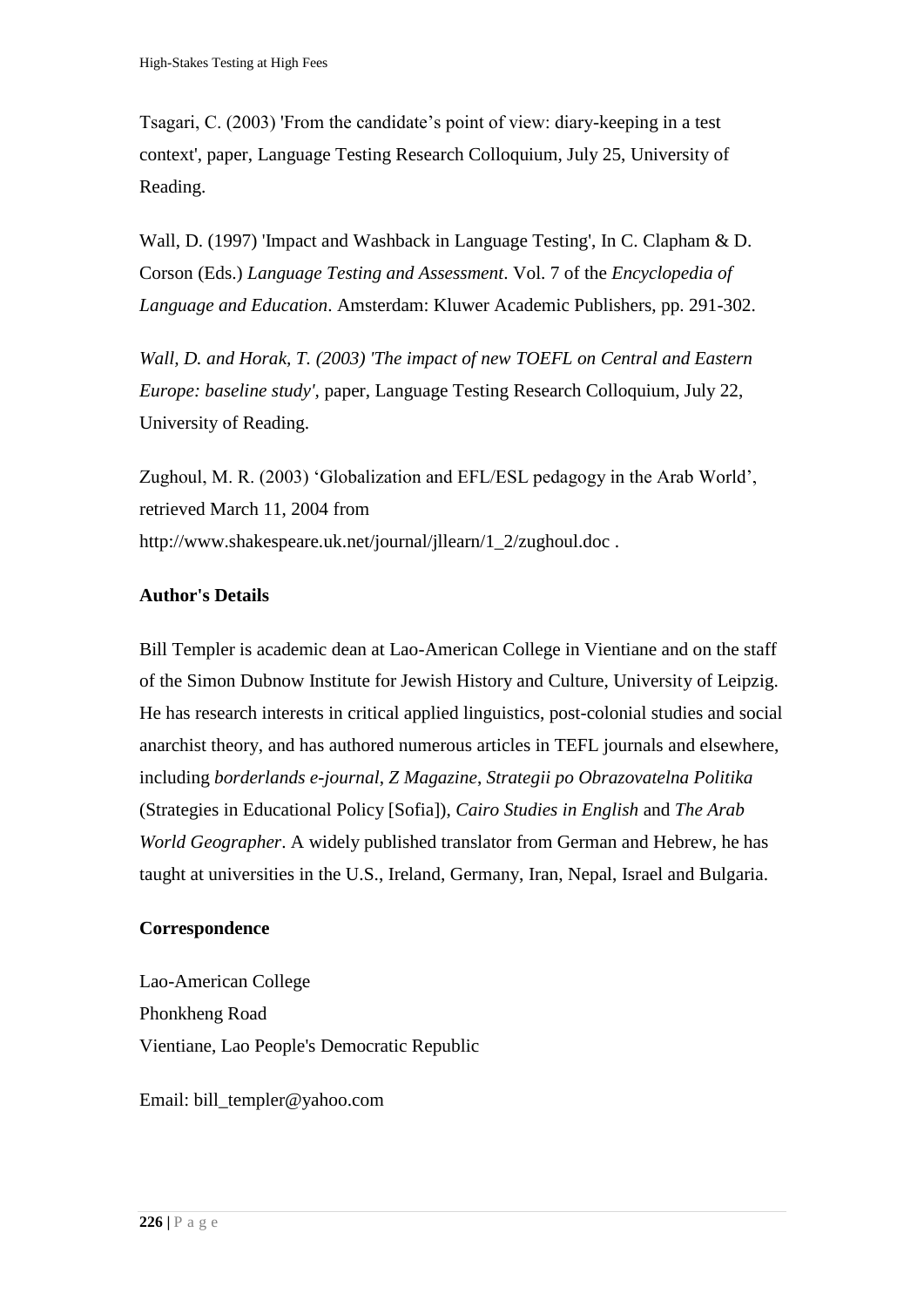Tsagari, C. (2003) 'From the candidate's point of view: diary-keeping in a test context', paper, Language Testing Research Colloquium, July 25, University of Reading.

Wall, D. (1997) 'Impact and Washback in Language Testing', In C. Clapham & D. Corson (Eds.) *Language Testing and Assessment*. Vol. 7 of the *Encyclopedia of Language and Education*. Amsterdam: Kluwer Academic Publishers, pp. 291-302.

*Wall, D. and Horak, T. (2003) 'The impact of new TOEFL on Central and Eastern Europe: baseline study',* paper, Language Testing Research Colloquium, July 22, University of Reading.

Zughoul, M. R. (2003) 'Globalization and EFL/ESL pedagogy in the Arab World', retrieved March 11, 2004 from http://www.shakespeare.uk.net/journal/jllearn/1_2/zughoul.doc .

**Author's Details**

Bill Templer is academic dean at Lao-American College in Vientiane and on the staff of the Simon Dubnow Institute for Jewish History and Culture, University of Leipzig. He has research interests in critical applied linguistics, post-colonial studies and social anarchist theory, and has authored numerous articles in TEFL journals and elsewhere, including *borderlands e-journal*, *Z Magazine*, *Strategii po Obrazovatelna Politika* (Strategies in Educational Policy [Sofia]), *Cairo Studies in English* and *The Arab World Geographer*. A widely published translator from German and Hebrew, he has taught at universities in the U.S., Ireland, Germany, Iran, Nepal, Israel and Bulgaria.

**Correspondence**

Lao-American College  
Phonkheng Road  
Vientiane, Lao People's Democratic Republic

Email: bill_templer@yahoo.com